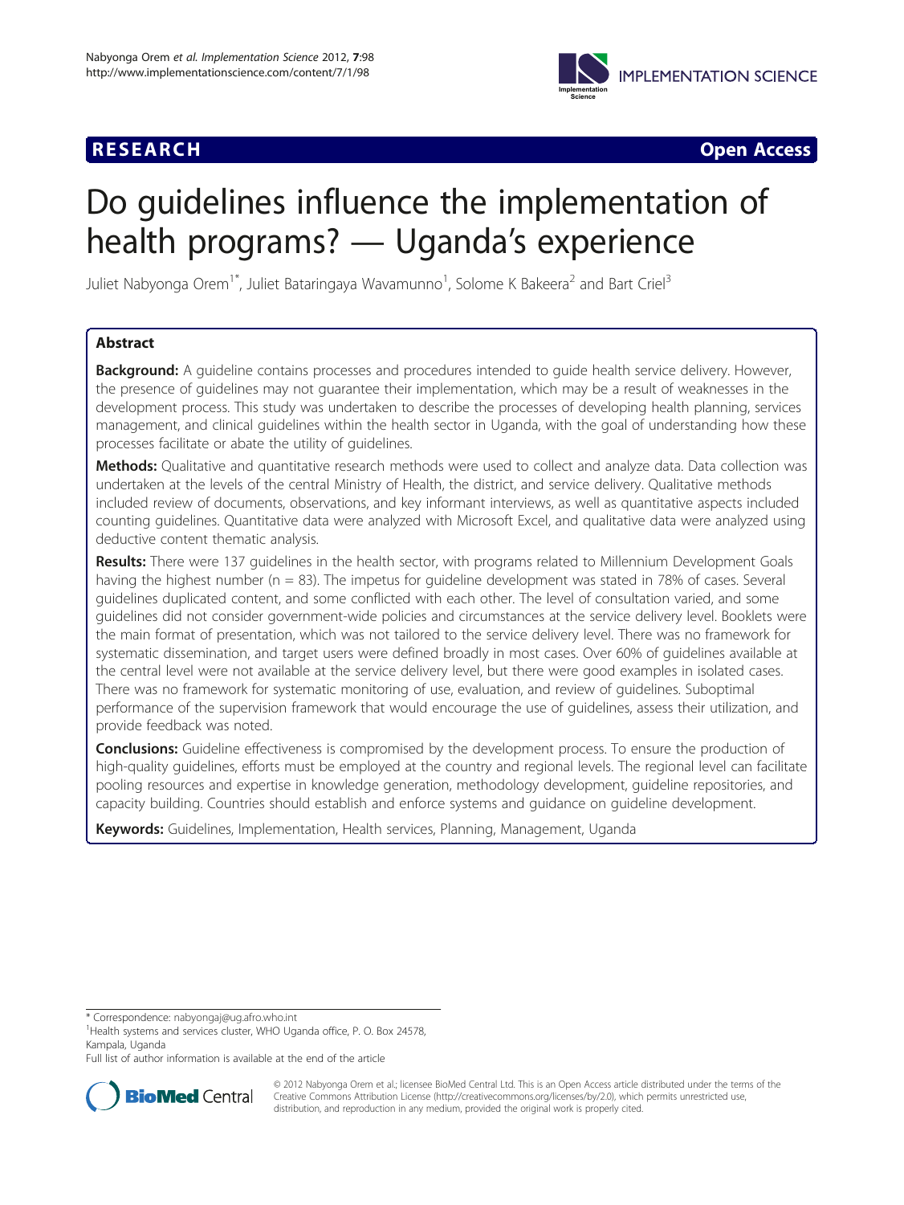RESEARCH Open Access

# Do guidelines influence the implementation of health programs? — Uganda's experience

Juliet Nabyonga Orem[1*], Juliet Bataringaya Wavamunno[1], Solome K Bakeera[2] and Bart Criel[3]

## Abstract

**Background:** A guideline contains processes and procedures intended to guide health service delivery. However, the presence of guidelines may not guarantee their implementation, which may be a result of weaknesses in the development process. This study was undertaken to describe the processes of developing health planning, services management, and clinical guidelines within the health sector in Uganda, with the goal of understanding how these processes facilitate or abate the utility of guidelines.

**Methods:** Qualitative and quantitative research methods were used to collect and analyze data. Data collection was undertaken at the levels of the central Ministry of Health, the district, and service delivery. Qualitative methods included review of documents, observations, and key informant interviews, as well as quantitative aspects included counting guidelines. Quantitative data were analyzed with Microsoft Excel, and qualitative data were analyzed using deductive content thematic analysis.

**Results:** There were 137 guidelines in the health sector, with programs related to Millennium Development Goals having the highest number (n = 83). The impetus for guideline development was stated in 78% of cases. Several guidelines duplicated content, and some conflicted with each other. The level of consultation varied, and some guidelines did not consider government-wide policies and circumstances at the service delivery level. Booklets were the main format of presentation, which was not tailored to the service delivery level. There was no framework for systematic dissemination, and target users were defined broadly in most cases. Over 60% of guidelines available at the central level were not available at the service delivery level, but there were good examples in isolated cases. There was no framework for systematic monitoring of use, evaluation, and review of guidelines. Suboptimal performance of the supervision framework that would encourage the use of guidelines, assess their utilization, and provide feedback was noted.

**Conclusions:** Guideline effectiveness is compromised by the development process. To ensure the production of high-quality guidelines, efforts must be employed at the country and regional levels. The regional level can facilitate pooling resources and expertise in knowledge generation, methodology development, guideline repositories, and capacity building. Countries should establish and enforce systems and guidance on guideline development.

**Keywords:** Guidelines, Implementation, Health services, Planning, Management, Uganda

\* Correspondence: nabyongaj@ug.afro.who.int
[1]Health systems and services cluster, WHO Uganda office, P. O. Box 24578, Kampala, Uganda
Full list of author information is available at the end of the article

© 2012 Nabyonga Orem et al.; licensee BioMed Central Ltd. This is an Open Access article distributed under the terms of the Creative Commons Attribution License (http://creativecommons.org/licenses/by/2.0), which permits unrestricted use, distribution, and reproduction in any medium, provided the original work is properly cited.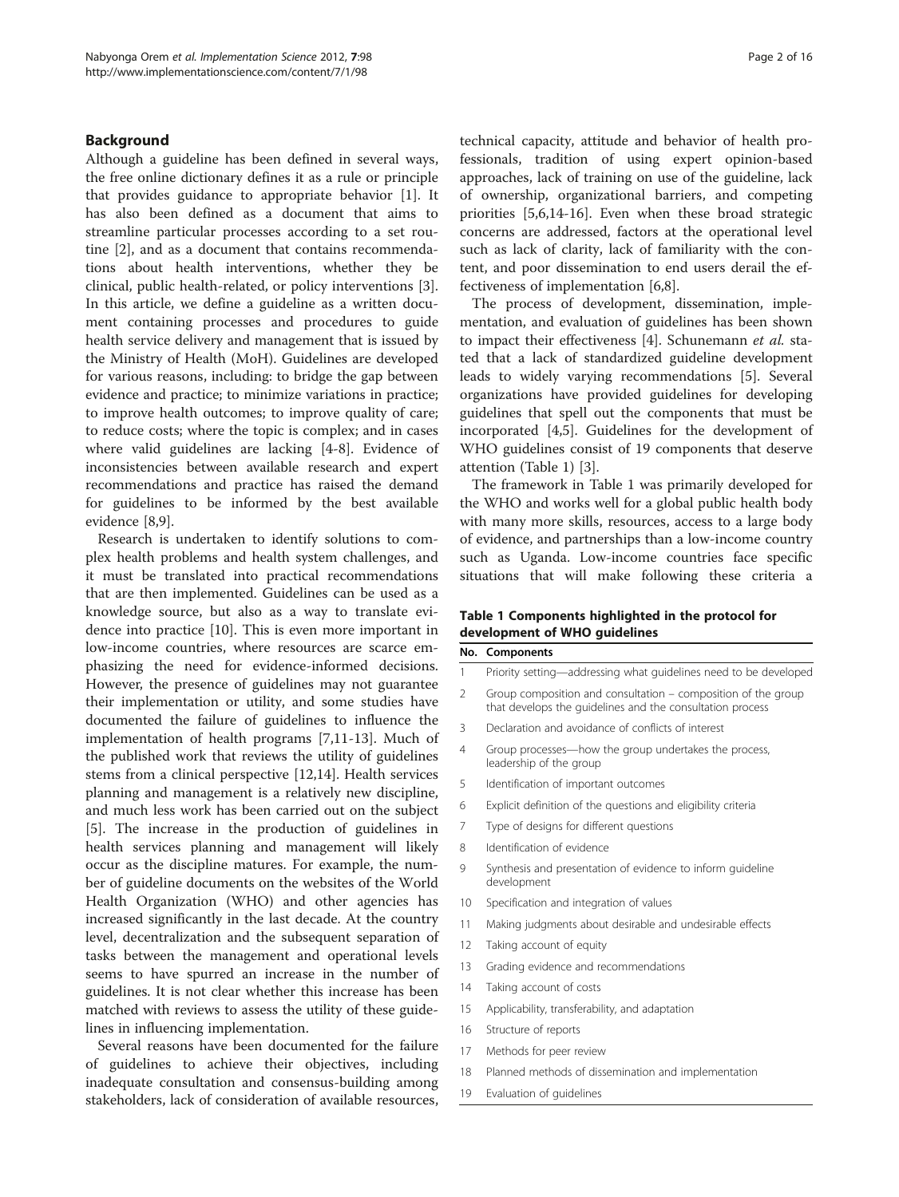## Background

Although a guideline has been defined in several ways, the free online dictionary defines it as a rule or principle that provides guidance to appropriate behavior [1]. It has also been defined as a document that aims to streamline particular processes according to a set routine [2], and as a document that contains recommendations about health interventions, whether they be clinical, public health-related, or policy interventions [3]. In this article, we define a guideline as a written document containing processes and procedures to guide health service delivery and management that is issued by the Ministry of Health (MoH). Guidelines are developed for various reasons, including: to bridge the gap between evidence and practice; to minimize variations in practice; to improve health outcomes; to improve quality of care; to reduce costs; where the topic is complex; and in cases where valid guidelines are lacking [4-8]. Evidence of inconsistencies between available research and expert recommendations and practice has raised the demand for guidelines to be informed by the best available evidence [8,9].

Research is undertaken to identify solutions to complex health problems and health system challenges, and it must be translated into practical recommendations that are then implemented. Guidelines can be used as a knowledge source, but also as a way to translate evidence into practice [10]. This is even more important in low-income countries, where resources are scarce emphasizing the need for evidence-informed decisions. However, the presence of guidelines may not guarantee their implementation or utility, and some studies have documented the failure of guidelines to influence the implementation of health programs [7,11-13]. Much of the published work that reviews the utility of guidelines stems from a clinical perspective [12,14]. Health services planning and management is a relatively new discipline, and much less work has been carried out on the subject [5]. The increase in the production of guidelines in health services planning and management will likely occur as the discipline matures. For example, the number of guideline documents on the websites of the World Health Organization (WHO) and other agencies has increased significantly in the last decade. At the country level, decentralization and the subsequent separation of tasks between the management and operational levels seems to have spurred an increase in the number of guidelines. It is not clear whether this increase has been matched with reviews to assess the utility of these guidelines in influencing implementation.

Several reasons have been documented for the failure of guidelines to achieve their objectives, including inadequate consultation and consensus-building among stakeholders, lack of consideration of available resources, technical capacity, attitude and behavior of health professionals, tradition of using expert opinion-based approaches, lack of training on use of the guideline, lack of ownership, organizational barriers, and competing priorities [5,6,14-16]. Even when these broad strategic concerns are addressed, factors at the operational level such as lack of clarity, lack of familiarity with the content, and poor dissemination to end users derail the effectiveness of implementation [6,8].

The process of development, dissemination, implementation, and evaluation of guidelines has been shown to impact their effectiveness [4]. Schunemann *et al.* stated that a lack of standardized guideline development leads to widely varying recommendations [5]. Several organizations have provided guidelines for developing guidelines that spell out the components that must be incorporated [4,5]. Guidelines for the development of WHO guidelines consist of 19 components that deserve attention (Table 1) [3].

The framework in Table 1 was primarily developed for the WHO and works well for a global public health body with many more skills, resources, access to a large body of evidence, and partnerships than a low-income country such as Uganda. Low-income countries face specific situations that will make following these criteria a

**Table 1 Components highlighted in the protocol for development of WHO guidelines**

| No. | Components |
|---|---|
| 1 | Priority setting—addressing what guidelines need to be developed |
| 2 | Group composition and consultation – composition of the group that develops the guidelines and the consultation process |
| 3 | Declaration and avoidance of conflicts of interest |
| 4 | Group processes—how the group undertakes the process, leadership of the group |
| 5 | Identification of important outcomes |
| 6 | Explicit definition of the questions and eligibility criteria |
| 7 | Type of designs for different questions |
| 8 | Identification of evidence |
| 9 | Synthesis and presentation of evidence to inform guideline development |
| 10 | Specification and integration of values |
| 11 | Making judgments about desirable and undesirable effects |
| 12 | Taking account of equity |
| 13 | Grading evidence and recommendations |
| 14 | Taking account of costs |
| 15 | Applicability, transferability, and adaptation |
| 16 | Structure of reports |
| 17 | Methods for peer review |
| 18 | Planned methods of dissemination and implementation |
| 19 | Evaluation of guidelines |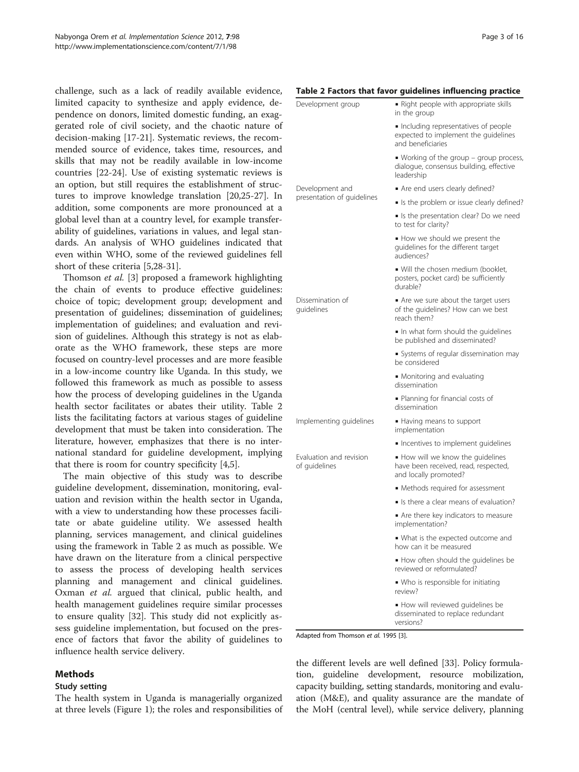challenge, such as a lack of readily available evidence, limited capacity to synthesize and apply evidence, dependence on donors, limited domestic funding, an exaggerated role of civil society, and the chaotic nature of decision-making [17-21]. Systematic reviews, the recommended source of evidence, takes time, resources, and skills that may not be readily available in low-income countries [22-24]. Use of existing systematic reviews is an option, but still requires the establishment of structures to improve knowledge translation [20,25-27]. In addition, some components are more pronounced at a global level than at a country level, for example transferability of guidelines, variations in values, and legal standards. An analysis of WHO guidelines indicated that even within WHO, some of the reviewed guidelines fell short of these criteria [5,28-31].

Thomson *et al.* [3] proposed a framework highlighting the chain of events to produce effective guidelines: choice of topic; development group; development and presentation of guidelines; dissemination of guidelines; implementation of guidelines; and evaluation and revision of guidelines. Although this strategy is not as elaborate as the WHO framework, these steps are more focused on country-level processes and are more feasible in a low-income country like Uganda. In this study, we followed this framework as much as possible to assess how the process of developing guidelines in the Uganda health sector facilitates or abates their utility. Table 2 lists the facilitating factors at various stages of guideline development that must be taken into consideration. The literature, however, emphasizes that there is no international standard for guideline development, implying that there is room for country specificity [4,5].

The main objective of this study was to describe guideline development, dissemination, monitoring, evaluation and revision within the health sector in Uganda, with a view to understanding how these processes facilitate or abate guideline utility. We assessed health planning, services management, and clinical guidelines using the framework in Table 2 as much as possible. We have drawn on the literature from a clinical perspective to assess the process of developing health services planning and management and clinical guidelines. Oxman *et al.* argued that clinical, public health, and health management guidelines require similar processes to ensure quality [32]. This study did not explicitly assess guideline implementation, but focused on the presence of factors that favor the ability of guidelines to influence health service delivery.

**Table 2 Factors that favor guidelines influencing practice**

| | |
|---|---|
| Development group | • Right people with appropriate skills in the group |
| | • Including representatives of people expected to implement the guidelines and beneficiaries |
| | • Working of the group – group process, dialogue, consensus building, effective leadership |
| Development and presentation of guidelines | • Are end users clearly defined? |
| | • Is the problem or issue clearly defined? |
| | • Is the presentation clear? Do we need to test for clarity? |
| | • How we should we present the guidelines for the different target audiences? |
| | • Will the chosen medium (booklet, posters, pocket card) be sufficiently durable? |
| Dissemination of guidelines | • Are we sure about the target users of the guidelines? How can we best reach them? |
| | • In what form should the guidelines be published and disseminated? |
| | • Systems of regular dissemination may be considered |
| | • Monitoring and evaluating dissemination |
| | • Planning for financial costs of dissemination |
| Implementing guidelines | • Having means to support implementation |
| | • Incentives to implement guidelines |
| Evaluation and revision of guidelines | • How will we know the guidelines have been received, read, respected, and locally promoted? |
| | • Methods required for assessment |
| | • Is there a clear means of evaluation? |
| | • Are there key indicators to measure implementation? |
| | • What is the expected outcome and how can it be measured |
| | • How often should the guidelines be reviewed or reformulated? |
| | • Who is responsible for initiating review? |
| | • How will reviewed guidelines be disseminated to replace redundant versions? |

Adapted from Thomson *et al.* 1995 [3].

## Methods

### Study setting

The health system in Uganda is managerially organized at three levels (Figure 1); the roles and responsibilities of the different levels are well defined [33]. Policy formulation, guideline development, resource mobilization, capacity building, setting standards, monitoring and evaluation (M&E), and quality assurance are the mandate of the MoH (central level), while service delivery, planning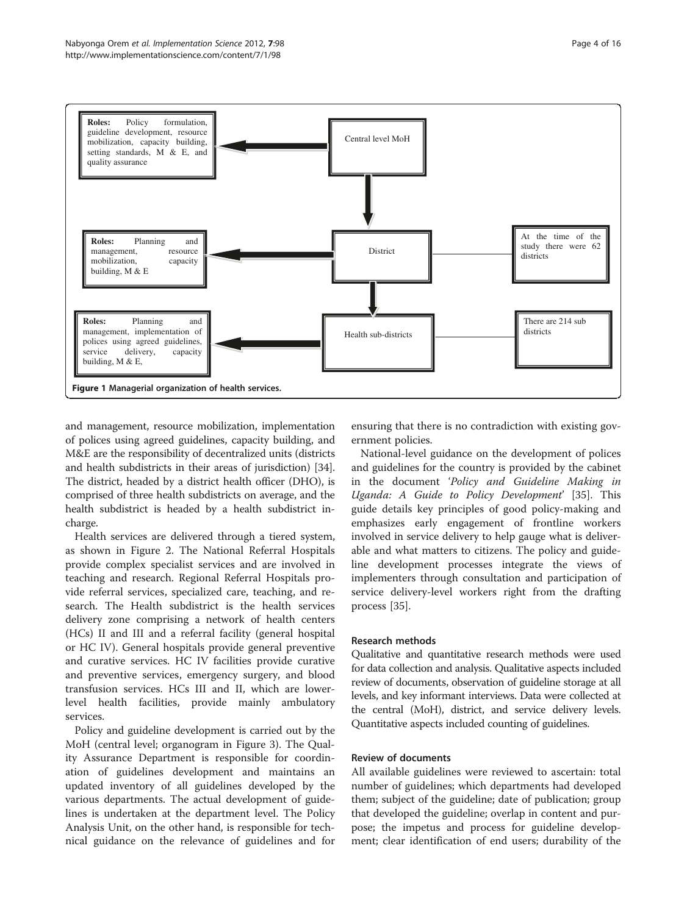Roles: Policy formulation, guideline development, resource mobilization, capacity building, setting standards, M & E, and quality assurance

Central level MoH

Roles: Planning and management, resource mobilization, capacity building, M & E

District

At the time of the study there were 62 districts

Roles: Planning and management, implementation of polices using agreed guidelines, service delivery, capacity building, M & E,

Health sub-districts

There are 214 sub districts

**Figure 1 Managerial organization of health services.**

and management, resource mobilization, implementation of polices using agreed guidelines, capacity building, and M&E are the responsibility of decentralized units (districts and health subdistricts in their areas of jurisdiction) [34]. The district, headed by a district health officer (DHO), is comprised of three health subdistricts on average, and the health subdistrict is headed by a health subdistrict in-charge.

Health services are delivered through a tiered system, as shown in Figure 2. The National Referral Hospitals provide complex specialist services and are involved in teaching and research. Regional Referral Hospitals provide referral services, specialized care, teaching, and research. The Health subdistrict is the health services delivery zone comprising a network of health centers (HCs) II and III and a referral facility (general hospital or HC IV). General hospitals provide general preventive and curative services. HC IV facilities provide curative and preventive services, emergency surgery, and blood transfusion services. HCs III and II, which are lower-level health facilities, provide mainly ambulatory services.

Policy and guideline development is carried out by the MoH (central level; organogram in Figure 3). The Quality Assurance Department is responsible for coordination of guidelines development and maintains an updated inventory of all guidelines developed by the various departments. The actual development of guidelines is undertaken at the department level. The Policy Analysis Unit, on the other hand, is responsible for technical guidance on the relevance of guidelines and for ensuring that there is no contradiction with existing government policies.

National-level guidance on the development of polices and guidelines for the country is provided by the cabinet in the document '*Policy and Guideline Making in Uganda: A Guide to Policy Development*' [35]. This guide details key principles of good policy-making and emphasizes early engagement of frontline workers involved in service delivery to help gauge what is deliverable and what matters to citizens. The policy and guideline development processes integrate the views of implementers through consultation and participation of service delivery-level workers right from the drafting process [35].

### Research methods

Qualitative and quantitative research methods were used for data collection and analysis. Qualitative aspects included review of documents, observation of guideline storage at all levels, and key informant interviews. Data were collected at the central (MoH), district, and service delivery levels. Quantitative aspects included counting of guidelines.

### Review of documents

All available guidelines were reviewed to ascertain: total number of guidelines; which departments had developed them; subject of the guideline; date of publication; group that developed the guideline; overlap in content and purpose; the impetus and process for guideline development; clear identification of end users; durability of the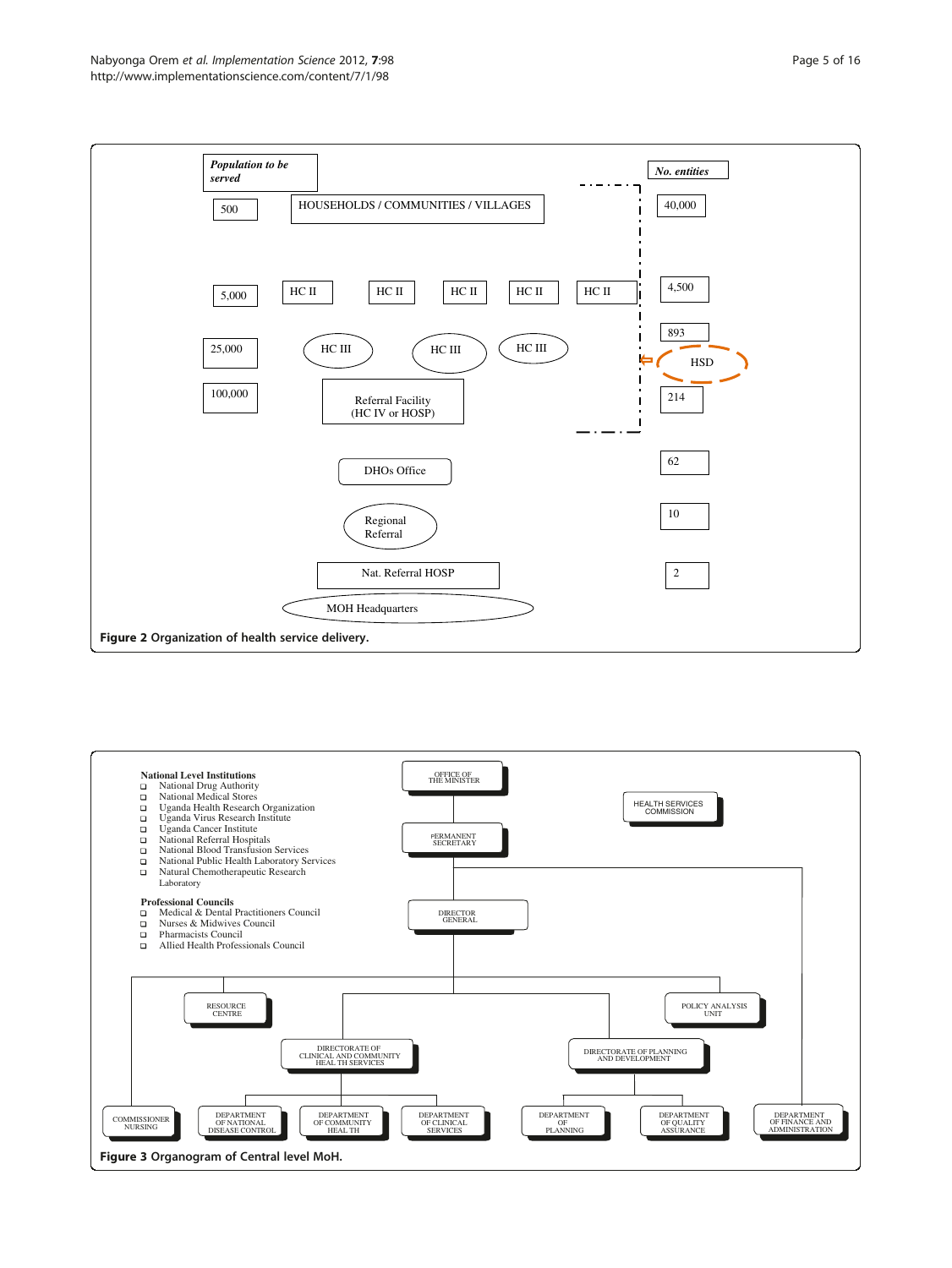| Population to be served | | No. entities |
| --- | --- | --- |
| 500 | HOUSEHOLDS / COMMUNITIES / VILLAGES | 40,000 |
| 5,000 | HC II, HC II, HC II, HC II, HC II | 4,500 |
| 25,000 | HC III, HC III, HC III | 893 |
| | HSD | |
| 100,000 | Referral Facility (HC IV or HOSP) | 214 |
| | DHOs Office | 62 |
| | Regional Referral | 10 |
| | Nat. Referral HOSP | 2 |
| | MOH Headquarters | |

**Figure 2** Organization of health service delivery.

**National Level Institutions**

- National Drug Authority
- National Medical Stores
- Uganda Health Research Organization
- Uganda Virus Research Institute
- Uganda Cancer Institute
- National Referral Hospitals
- National Blood Transfusion Services
- National Public Health Laboratory Services
- Natural Chemotherapeutic Research Laboratory

**Professional Councils**

- Medical & Dental Practitioners Council
- Nurses & Midwives Council
- Pharmacists Council
- Allied Health Professionals Council

OFFICE OF THE MINISTER

HEALTH SERVICES COMMISSION

PERMANENT SECRETARY

DIRECTOR GENERAL

RESOURCE CENTRE

POLICY ANALYSIS UNIT

DIRECTORATE OF CLINICAL AND COMMUNITY HEAL TH SERVICES

DIRECTORATE OF PLANNING AND DEVELOPMENT

COMMISSIONER NURSING

DEPARTMENT OF NATIONAL DISEASE CONTROL

DEPARTMENT OF COMMUNITY HEAL TH

DEPARTMENT OF CLINICAL SERVICES

DEPARTMENT OF PLANNING

DEPARTMENT OF QUALITY ASSURANCE

DEPARTMENT OF FINANCE AND ADMINISTRATION

**Figure 3** Organogram of Central level MoH.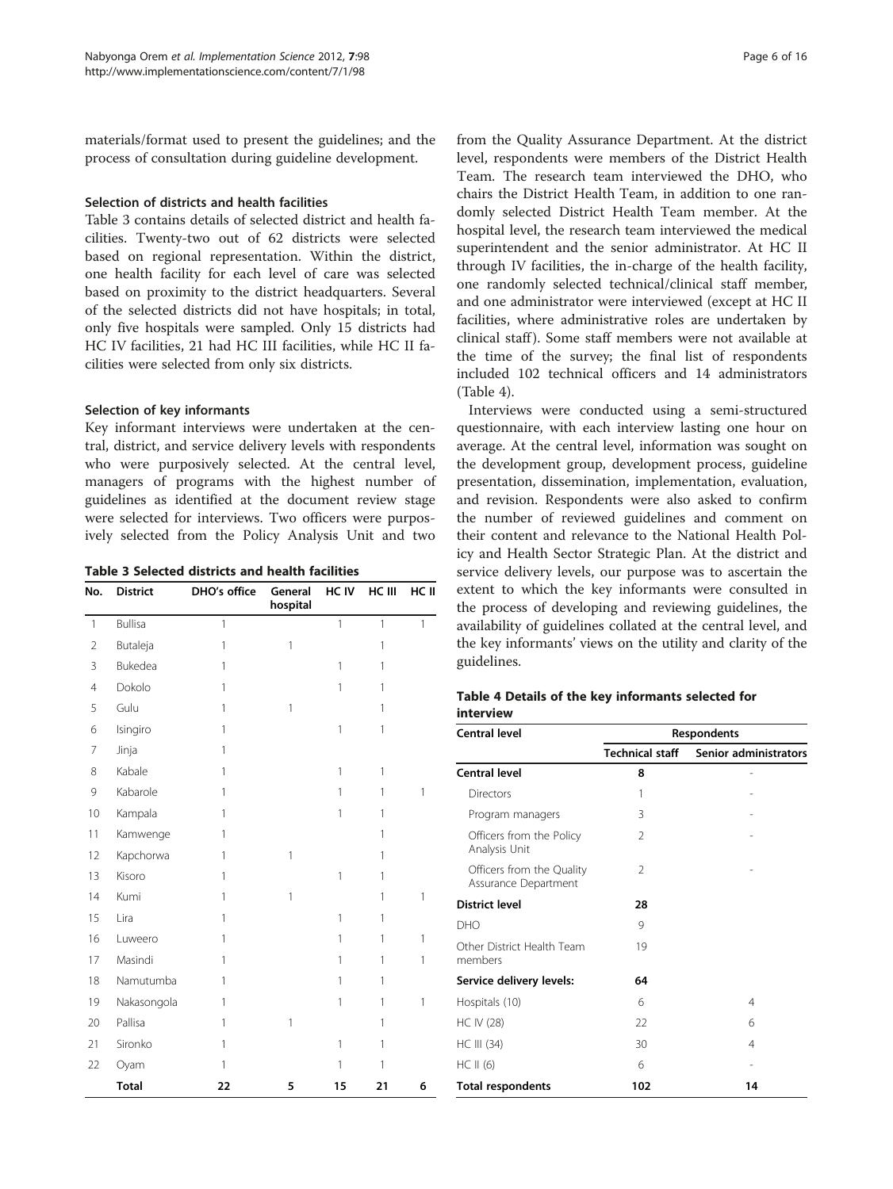materials/format used to present the guidelines; and the process of consultation during guideline development.

### Selection of districts and health facilities

Table 3 contains details of selected district and health facilities. Twenty-two out of 62 districts were selected based on regional representation. Within the district, one health facility for each level of care was selected based on proximity to the district headquarters. Several of the selected districts did not have hospitals; in total, only five hospitals were sampled. Only 15 districts had HC IV facilities, 21 had HC III facilities, while HC II facilities were selected from only six districts.

### Selection of key informants

Key informant interviews were undertaken at the central, district, and service delivery levels with respondents who were purposively selected. At the central level, managers of programs with the highest number of guidelines as identified at the document review stage were selected for interviews. Two officers were purposively selected from the Policy Analysis Unit and two from the Quality Assurance Department. At the district level, respondents were members of the District Health Team. The research team interviewed the DHO, who chairs the District Health Team, in addition to one randomly selected District Health Team member. At the hospital level, the research team interviewed the medical superintendent and the senior administrator. At HC II through IV facilities, the in-charge of the health facility, one randomly selected technical/clinical staff member, and one administrator were interviewed (except at HC II facilities, where administrative roles are undertaken by clinical staff). Some staff members were not available at the time of the survey; the final list of respondents included 102 technical officers and 14 administrators (Table 4).

**Table 3 Selected districts and health facilities**

| No. | District | DHO's office | General hospital | HC IV | HC III | HC II |
|---|---|---|---|---|---|---|
| 1 | Bullisa | 1 | | 1 | 1 | 1 |
| 2 | Butaleja | 1 | 1 | | 1 | |
| 3 | Bukedea | 1 | | 1 | 1 | |
| 4 | Dokolo | 1 | | 1 | 1 | |
| 5 | Gulu | 1 | 1 | | 1 | |
| 6 | Isingiro | 1 | | 1 | 1 | |
| 7 | Jinja | 1 | | | | |
| 8 | Kabale | 1 | | 1 | 1 | |
| 9 | Kabarole | 1 | | 1 | 1 | 1 |
| 10 | Kampala | 1 | | 1 | 1 | |
| 11 | Kamwenge | 1 | | | 1 | |
| 12 | Kapchorwa | 1 | 1 | | 1 | |
| 13 | Kisoro | 1 | | 1 | 1 | |
| 14 | Kumi | 1 | 1 | | 1 | 1 |
| 15 | Lira | 1 | | 1 | 1 | |
| 16 | Luweero | 1 | | 1 | 1 | 1 |
| 17 | Masindi | 1 | | 1 | 1 | 1 |
| 18 | Namutumba | 1 | | 1 | 1 | |
| 19 | Nakasongola | 1 | | 1 | 1 | 1 |
| 20 | Pallisa | 1 | 1 | | 1 | |
| 21 | Sironko | 1 | | 1 | 1 | |
| 22 | Oyam | 1 | | 1 | 1 | |
| | **Total** | **22** | **5** | **15** | **21** | **6** |

Interviews were conducted using a semi-structured questionnaire, with each interview lasting one hour on average. At the central level, information was sought on the development group, development process, guideline presentation, dissemination, implementation, evaluation, and revision. Respondents were also asked to confirm the number of reviewed guidelines and comment on their content and relevance to the National Health Policy and Health Sector Strategic Plan. At the district and service delivery levels, our purpose was to ascertain the extent to which the key informants were consulted in the process of developing and reviewing guidelines, the availability of guidelines collated at the central level, and the key informants' views on the utility and clarity of the guidelines.

**Table 4 Details of the key informants selected for interview**

| Central level | Respondents | |
|---|---|---|
| | Technical staff | Senior administrators |
| **Central level** | **8** | - |
| Directors | 1 | - |
| Program managers | 3 | - |
| Officers from the Policy Analysis Unit | 2 | - |
| Officers from the Quality Assurance Department | 2 | - |
| **District level** | **28** | |
| DHO | 9 | |
| Other District Health Team members | 19 | |
| **Service delivery levels:** | **64** | |
| Hospitals (10) | 6 | 4 |
| HC IV (28) | 22 | 6 |
| HC III (34) | 30 | 4 |
| HC II (6) | 6 | - |
| **Total respondents** | **102** | **14** |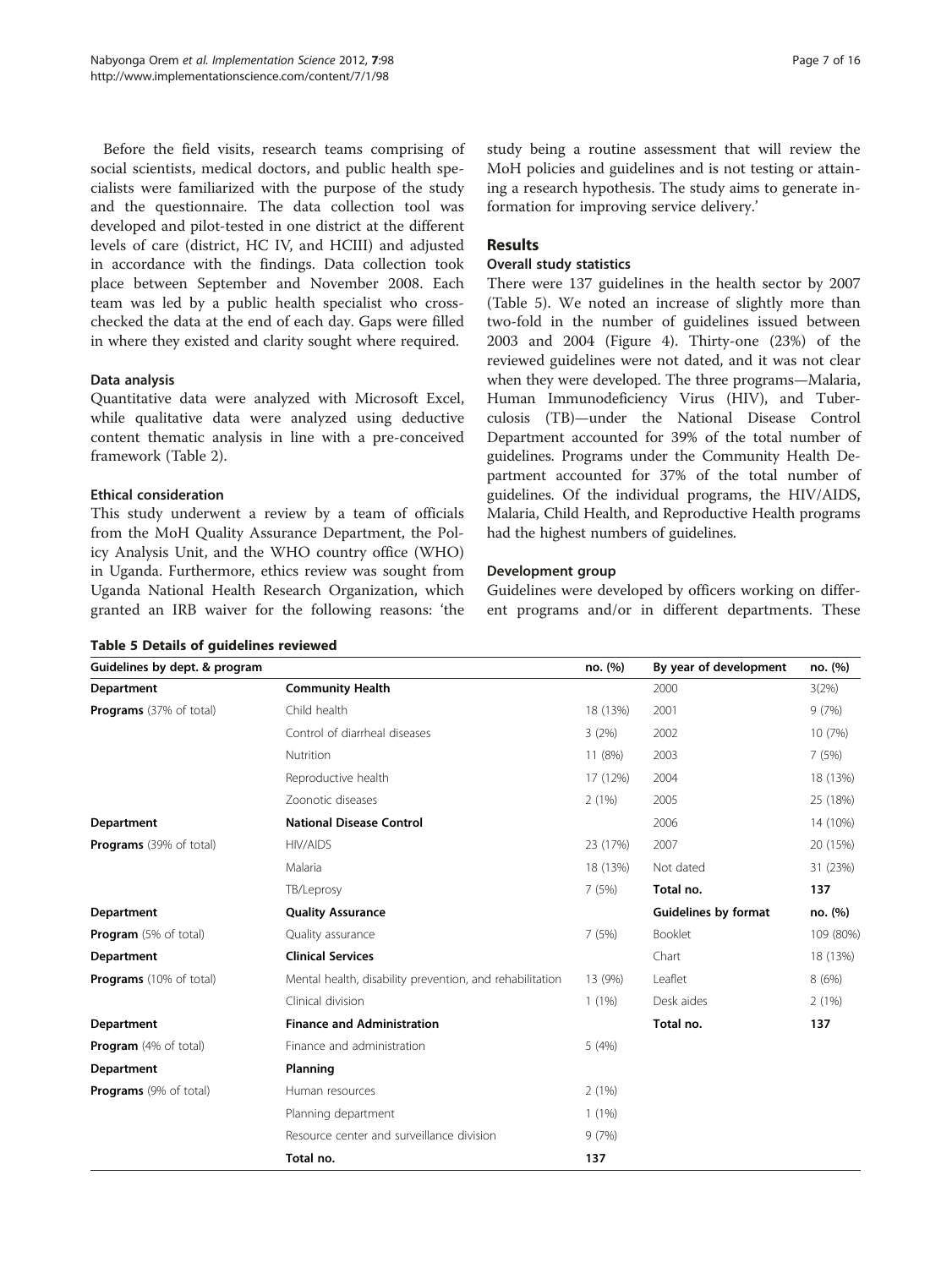Before the field visits, research teams comprising of social scientists, medical doctors, and public health specialists were familiarized with the purpose of the study and the questionnaire. The data collection tool was developed and pilot-tested in one district at the different levels of care (district, HC IV, and HCIII) and adjusted in accordance with the findings. Data collection took place between September and November 2008. Each team was led by a public health specialist who cross-checked the data at the end of each day. Gaps were filled in where they existed and clarity sought where required.

### Data analysis

Quantitative data were analyzed with Microsoft Excel, while qualitative data were analyzed using deductive content thematic analysis in line with a pre-conceived framework (Table 2).

### Ethical consideration

This study underwent a review by a team of officials from the MoH Quality Assurance Department, the Policy Analysis Unit, and the WHO country office (WHO) in Uganda. Furthermore, ethics review was sought from Uganda National Health Research Organization, which granted an IRB waiver for the following reasons: 'the study being a routine assessment that will review the MoH policies and guidelines and is not testing or attaining a research hypothesis. The study aims to generate information for improving service delivery.'

## Results

### Overall study statistics

There were 137 guidelines in the health sector by 2007 (Table 5). We noted an increase of slightly more than two-fold in the number of guidelines issued between 2003 and 2004 (Figure 4). Thirty-one (23%) of the reviewed guidelines were not dated, and it was not clear when they were developed. The three programs—Malaria, Human Immunodeficiency Virus (HIV), and Tuberculosis (TB)—under the National Disease Control Department accounted for 39% of the total number of guidelines. Programs under the Community Health Department accounted for 37% of the total number of guidelines. Of the individual programs, the HIV/AIDS, Malaria, Child Health, and Reproductive Health programs had the highest numbers of guidelines.

### Development group

Guidelines were developed by officers working on different programs and/or in different departments. These

**Table 5 Details of guidelines reviewed**

| Guidelines by dept. & program | | no. (%) | By year of development | no. (%) |
|---|---|---|---|---|
| **Department** | **Community Health** | | 2000 | 3(2%) |
| **Programs** (37% of total) | Child health | 18 (13%) | 2001 | 9 (7%) |
| | Control of diarrheal diseases | 3 (2%) | 2002 | 10 (7%) |
| | Nutrition | 11 (8%) | 2003 | 7 (5%) |
| | Reproductive health | 17 (12%) | 2004 | 18 (13%) |
| | Zoonotic diseases | 2 (1%) | 2005 | 25 (18%) |
| **Department** | **National Disease Control** | | 2006 | 14 (10%) |
| **Programs** (39% of total) | HIV/AIDS | 23 (17%) | 2007 | 20 (15%) |
| | Malaria | 18 (13%) | Not dated | 31 (23%) |
| | TB/Leprosy | 7 (5%) | **Total no.** | **137** |
| **Department** | **Quality Assurance** | | **Guidelines by format** | **no. (%)** |
| **Program** (5% of total) | Quality assurance | 7 (5%) | Booklet | 109 (80%) |
| **Department** | **Clinical Services** | | Chart | 18 (13%) |
| **Programs** (10% of total) | Mental health, disability prevention, and rehabilitation | 13 (9%) | Leaflet | 8 (6%) |
| | Clinical division | 1 (1%) | Desk aides | 2 (1%) |
| **Department** | **Finance and Administration** | | **Total no.** | **137** |
| **Program** (4% of total) | Finance and administration | 5 (4%) | | |
| **Department** | **Planning** | | | |
| **Programs** (9% of total) | Human resources | 2 (1%) | | |
| | Planning department | 1 (1%) | | |
| | Resource center and surveillance division | 9 (7%) | | |
| | **Total no.** | **137** | | |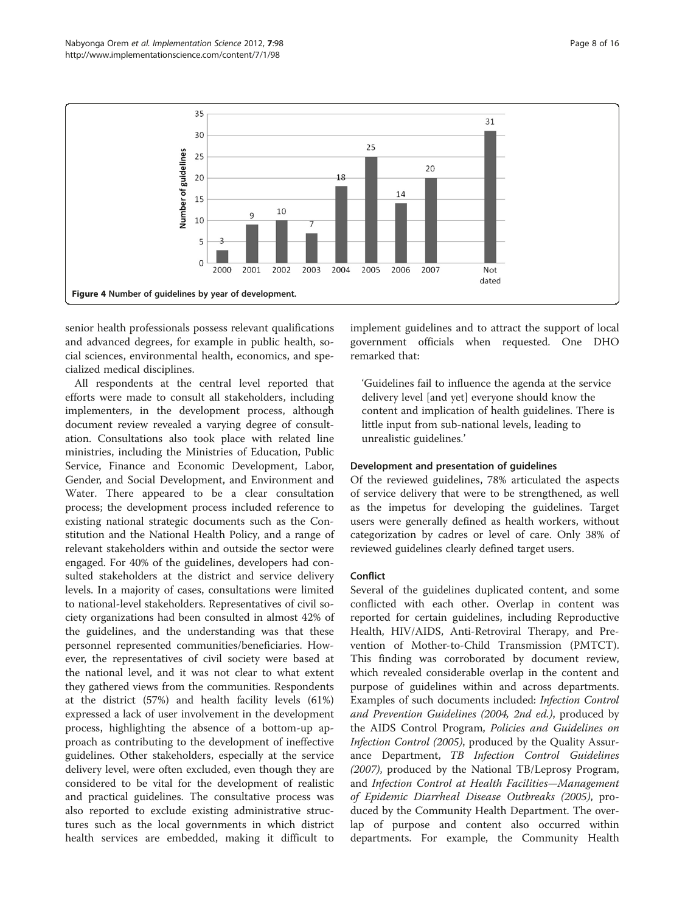35
30
25
20
15
10
5
0
Number of guidelines
3
9
10
7
18
25
14
20
31
2000
2001
2002
2003
2004
2005
2006
2007
Not dated

**Figure 4 Number of guidelines by year of development.**

senior health professionals possess relevant qualifications and advanced degrees, for example in public health, social sciences, environmental health, economics, and specialized medical disciplines.

All respondents at the central level reported that efforts were made to consult all stakeholders, including implementers, in the development process, although document review revealed a varying degree of consultation. Consultations also took place with related line ministries, including the Ministries of Education, Public Service, Finance and Economic Development, Labor, Gender, and Social Development, and Environment and Water. There appeared to be a clear consultation process; the development process included reference to existing national strategic documents such as the Constitution and the National Health Policy, and a range of relevant stakeholders within and outside the sector were engaged. For 40% of the guidelines, developers had consulted stakeholders at the district and service delivery levels. In a majority of cases, consultations were limited to national-level stakeholders. Representatives of civil society organizations had been consulted in almost 42% of the guidelines, and the understanding was that these personnel represented communities/beneficiaries. However, the representatives of civil society were based at the national level, and it was not clear to what extent they gathered views from the communities. Respondents at the district (57%) and health facility levels (61%) expressed a lack of user involvement in the development process, highlighting the absence of a bottom-up approach as contributing to the development of ineffective guidelines. Other stakeholders, especially at the service delivery level, were often excluded, even though they are considered to be vital for the development of realistic and practical guidelines. The consultative process was also reported to exclude existing administrative structures such as the local governments in which district health services are embedded, making it difficult to implement guidelines and to attract the support of local government officials when requested. One DHO remarked that:

> 'Guidelines fail to influence the agenda at the service delivery level [and yet] everyone should know the content and implication of health guidelines. There is little input from sub-national levels, leading to unrealistic guidelines.'

### Development and presentation of guidelines

Of the reviewed guidelines, 78% articulated the aspects of service delivery that were to be strengthened, as well as the impetus for developing the guidelines. Target users were generally defined as health workers, without categorization by cadres or level of care. Only 38% of reviewed guidelines clearly defined target users.

### Conflict

Several of the guidelines duplicated content, and some conflicted with each other. Overlap in content was reported for certain guidelines, including Reproductive Health, HIV/AIDS, Anti-Retroviral Therapy, and Prevention of Mother-to-Child Transmission (PMTCT). This finding was corroborated by document review, which revealed considerable overlap in the content and purpose of guidelines within and across departments. Examples of such documents included: *Infection Control and Prevention Guidelines (2004, 2nd ed.)*, produced by the AIDS Control Program, *Policies and Guidelines on Infection Control (2005)*, produced by the Quality Assurance Department, *TB Infection Control Guidelines (2007)*, produced by the National TB/Leprosy Program, and *Infection Control at Health Facilities—Management of Epidemic Diarrheal Disease Outbreaks (2005)*, produced by the Community Health Department. The overlap of purpose and content also occurred within departments. For example, the Community Health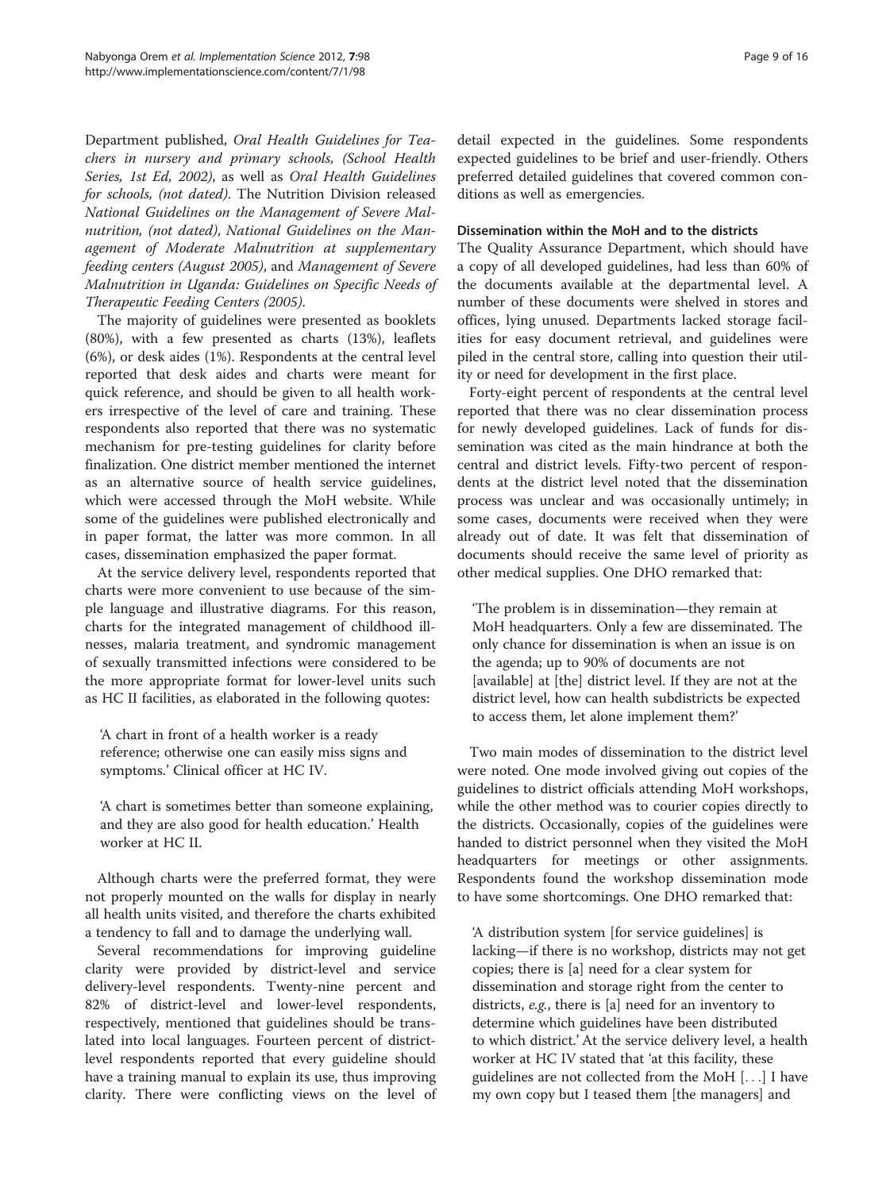Department published, *Oral Health Guidelines for Teachers in nursery and primary schools, (School Health Series, 1st Ed, 2002)*, as well as *Oral Health Guidelines for schools, (not dated)*. The Nutrition Division released *National Guidelines on the Management of Severe Malnutrition, (not dated)*, *National Guidelines on the Management of Moderate Malnutrition at supplementary feeding centers (August 2005)*, and *Management of Severe Malnutrition in Uganda: Guidelines on Specific Needs of Therapeutic Feeding Centers (2005)*.

The majority of guidelines were presented as booklets (80%), with a few presented as charts (13%), leaflets (6%), or desk aides (1%). Respondents at the central level reported that desk aides and charts were meant for quick reference, and should be given to all health workers irrespective of the level of care and training. These respondents also reported that there was no systematic mechanism for pre-testing guidelines for clarity before finalization. One district member mentioned the internet as an alternative source of health service guidelines, which were accessed through the MoH website. While some of the guidelines were published electronically and in paper format, the latter was more common. In all cases, dissemination emphasized the paper format.

At the service delivery level, respondents reported that charts were more convenient to use because of the simple language and illustrative diagrams. For this reason, charts for the integrated management of childhood illnesses, malaria treatment, and syndromic management of sexually transmitted infections were considered to be the more appropriate format for lower-level units such as HC II facilities, as elaborated in the following quotes:

> 'A chart in front of a health worker is a ready reference; otherwise one can easily miss signs and symptoms.' Clinical officer at HC IV.

> 'A chart is sometimes better than someone explaining, and they are also good for health education.' Health worker at HC II.

Although charts were the preferred format, they were not properly mounted on the walls for display in nearly all health units visited, and therefore the charts exhibited a tendency to fall and to damage the underlying wall.

Several recommendations for improving guideline clarity were provided by district-level and service delivery-level respondents. Twenty-nine percent and 82% of district-level and lower-level respondents, respectively, mentioned that guidelines should be translated into local languages. Fourteen percent of district-level respondents reported that every guideline should have a training manual to explain its use, thus improving clarity. There were conflicting views on the level of detail expected in the guidelines. Some respondents expected guidelines to be brief and user-friendly. Others preferred detailed guidelines that covered common conditions as well as emergencies.

#### Dissemination within the MoH and to the districts

The Quality Assurance Department, which should have a copy of all developed guidelines, had less than 60% of the documents available at the departmental level. A number of these documents were shelved in stores and offices, lying unused. Departments lacked storage facilities for easy document retrieval, and guidelines were piled in the central store, calling into question their utility or need for development in the first place.

Forty-eight percent of respondents at the central level reported that there was no clear dissemination process for newly developed guidelines. Lack of funds for dissemination was cited as the main hindrance at both the central and district levels. Fifty-two percent of respondents at the district level noted that the dissemination process was unclear and was occasionally untimely; in some cases, documents were received when they were already out of date. It was felt that dissemination of documents should receive the same level of priority as other medical supplies. One DHO remarked that:

> 'The problem is in dissemination—they remain at MoH headquarters. Only a few are disseminated. The only chance for dissemination is when an issue is on the agenda; up to 90% of documents are not [available] at [the] district level. If they are not at the district level, how can health subdistricts be expected to access them, let alone implement them?'

Two main modes of dissemination to the district level were noted. One mode involved giving out copies of the guidelines to district officials attending MoH workshops, while the other method was to courier copies directly to the districts. Occasionally, copies of the guidelines were handed to district personnel when they visited the MoH headquarters for meetings or other assignments. Respondents found the workshop dissemination mode to have some shortcomings. One DHO remarked that:

> 'A distribution system [for service guidelines] is lacking—if there is no workshop, districts may not get copies; there is [a] need for a clear system for dissemination and storage right from the center to districts, *e.g.*, there is [a] need for an inventory to determine which guidelines have been distributed to which district.' At the service delivery level, a health worker at HC IV stated that 'at this facility, these guidelines are not collected from the MoH [. . .] I have my own copy but I teased them [the managers] and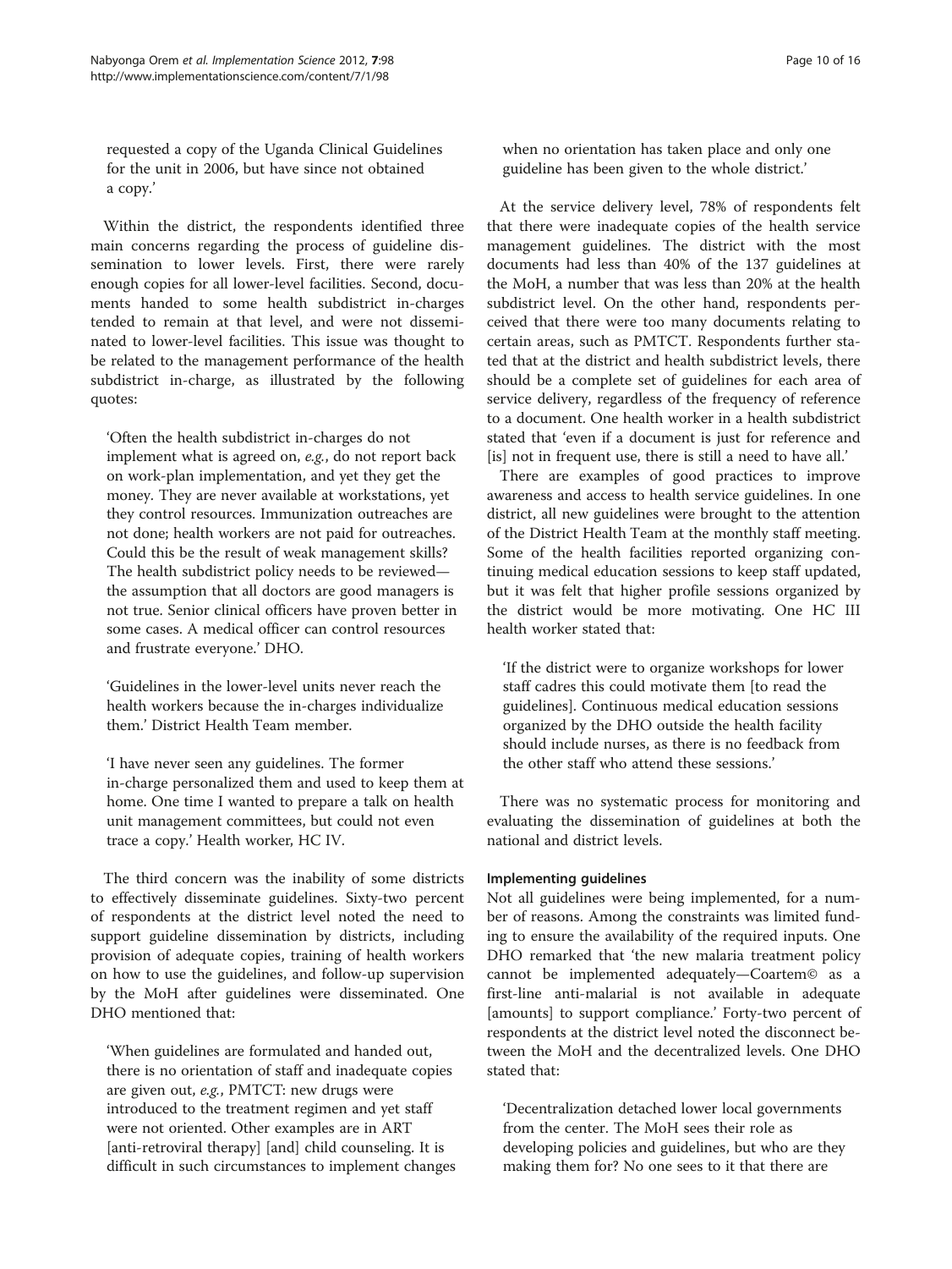requested a copy of the Uganda Clinical Guidelines for the unit in 2006, but have since not obtained a copy.'

Within the district, the respondents identified three main concerns regarding the process of guideline dissemination to lower levels. First, there were rarely enough copies for all lower-level facilities. Second, documents handed to some health subdistrict in-charges tended to remain at that level, and were not disseminated to lower-level facilities. This issue was thought to be related to the management performance of the health subdistrict in-charge, as illustrated by the following quotes:

> 'Often the health subdistrict in-charges do not implement what is agreed on, *e.g.*, do not report back on work-plan implementation, and yet they get the money. They are never available at workstations, yet they control resources. Immunization outreaches are not done; health workers are not paid for outreaches. Could this be the result of weak management skills? The health subdistrict policy needs to be reviewed—the assumption that all doctors are good managers is not true. Senior clinical officers have proven better in some cases. A medical officer can control resources and frustrate everyone.' DHO.

> 'Guidelines in the lower-level units never reach the health workers because the in-charges individualize them.' District Health Team member.

> 'I have never seen any guidelines. The former in-charge personalized them and used to keep them at home. One time I wanted to prepare a talk on health unit management committees, but could not even trace a copy.' Health worker, HC IV.

The third concern was the inability of some districts to effectively disseminate guidelines. Sixty-two percent of respondents at the district level noted the need to support guideline dissemination by districts, including provision of adequate copies, training of health workers on how to use the guidelines, and follow-up supervision by the MoH after guidelines were disseminated. One DHO mentioned that:

> 'When guidelines are formulated and handed out, there is no orientation of staff and inadequate copies are given out, *e.g.*, PMTCT: new drugs were introduced to the treatment regimen and yet staff were not oriented. Other examples are in ART [anti-retroviral therapy] [and] child counseling. It is difficult in such circumstances to implement changes when no orientation has taken place and only one guideline has been given to the whole district.'

At the service delivery level, 78% of respondents felt that there were inadequate copies of the health service management guidelines. The district with the most documents had less than 40% of the 137 guidelines at the MoH, a number that was less than 20% at the health subdistrict level. On the other hand, respondents perceived that there were too many documents relating to certain areas, such as PMTCT. Respondents further stated that at the district and health subdistrict levels, there should be a complete set of guidelines for each area of service delivery, regardless of the frequency of reference to a document. One health worker in a health subdistrict stated that 'even if a document is just for reference and [is] not in frequent use, there is still a need to have all.'

There are examples of good practices to improve awareness and access to health service guidelines. In one district, all new guidelines were brought to the attention of the District Health Team at the monthly staff meeting. Some of the health facilities reported organizing continuing medical education sessions to keep staff updated, but it was felt that higher profile sessions organized by the district would be more motivating. One HC III health worker stated that:

> 'If the district were to organize workshops for lower staff cadres this could motivate them [to read the guidelines]. Continuous medical education sessions organized by the DHO outside the health facility should include nurses, as there is no feedback from the other staff who attend these sessions.'

There was no systematic process for monitoring and evaluating the dissemination of guidelines at both the national and district levels.

#### Implementing guidelines

Not all guidelines were being implemented, for a number of reasons. Among the constraints was limited funding to ensure the availability of the required inputs. One DHO remarked that 'the new malaria treatment policy cannot be implemented adequately—Coartem© as a first-line anti-malarial is not available in adequate [amounts] to support compliance.' Forty-two percent of respondents at the district level noted the disconnect between the MoH and the decentralized levels. One DHO stated that:

> 'Decentralization detached lower local governments from the center. The MoH sees their role as developing policies and guidelines, but who are they making them for? No one sees to it that there are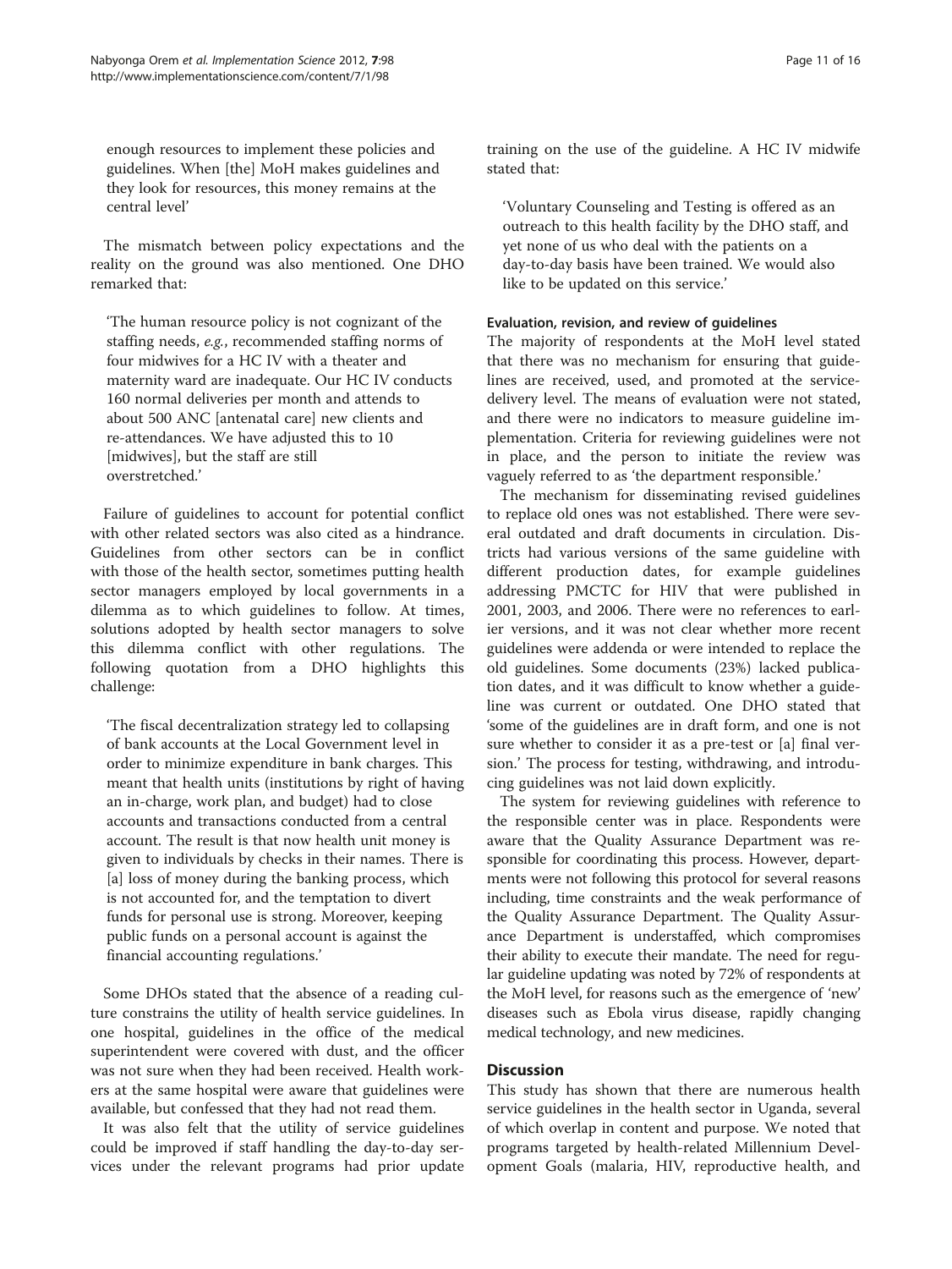enough resources to implement these policies and guidelines. When [the] MoH makes guidelines and they look for resources, this money remains at the central level'

The mismatch between policy expectations and the reality on the ground was also mentioned. One DHO remarked that:

> 'The human resource policy is not cognizant of the staffing needs, *e.g.*, recommended staffing norms of four midwives for a HC IV with a theater and maternity ward are inadequate. Our HC IV conducts 160 normal deliveries per month and attends to about 500 ANC [antenatal care] new clients and re-attendances. We have adjusted this to 10 [midwives], but the staff are still overstretched.'

Failure of guidelines to account for potential conflict with other related sectors was also cited as a hindrance. Guidelines from other sectors can be in conflict with those of the health sector, sometimes putting health sector managers employed by local governments in a dilemma as to which guidelines to follow. At times, solutions adopted by health sector managers to solve this dilemma conflict with other regulations. The following quotation from a DHO highlights this challenge:

> 'The fiscal decentralization strategy led to collapsing of bank accounts at the Local Government level in order to minimize expenditure in bank charges. This meant that health units (institutions by right of having an in-charge, work plan, and budget) had to close accounts and transactions conducted from a central account. The result is that now health unit money is given to individuals by checks in their names. There is [a] loss of money during the banking process, which is not accounted for, and the temptation to divert funds for personal use is strong. Moreover, keeping public funds on a personal account is against the financial accounting regulations.'

Some DHOs stated that the absence of a reading culture constrains the utility of health service guidelines. In one hospital, guidelines in the office of the medical superintendent were covered with dust, and the officer was not sure when they had been received. Health workers at the same hospital were aware that guidelines were available, but confessed that they had not read them.

It was also felt that the utility of service guidelines could be improved if staff handling the day-to-day services under the relevant programs had prior update training on the use of the guideline. A HC IV midwife stated that:

> 'Voluntary Counseling and Testing is offered as an outreach to this health facility by the DHO staff, and yet none of us who deal with the patients on a day-to-day basis have been trained. We would also like to be updated on this service.'

#### Evaluation, revision, and review of guidelines

The majority of respondents at the MoH level stated that there was no mechanism for ensuring that guidelines are received, used, and promoted at the service-delivery level. The means of evaluation were not stated, and there were no indicators to measure guideline implementation. Criteria for reviewing guidelines were not in place, and the person to initiate the review was vaguely referred to as 'the department responsible.'

The mechanism for disseminating revised guidelines to replace old ones was not established. There were several outdated and draft documents in circulation. Districts had various versions of the same guideline with different production dates, for example guidelines addressing PMCTC for HIV that were published in 2001, 2003, and 2006. There were no references to earlier versions, and it was not clear whether more recent guidelines were addenda or were intended to replace the old guidelines. Some documents (23%) lacked publication dates, and it was difficult to know whether a guideline was current or outdated. One DHO stated that 'some of the guidelines are in draft form, and one is not sure whether to consider it as a pre-test or [a] final version.' The process for testing, withdrawing, and introducing guidelines was not laid down explicitly.

The system for reviewing guidelines with reference to the responsible center was in place. Respondents were aware that the Quality Assurance Department was responsible for coordinating this process. However, departments were not following this protocol for several reasons including, time constraints and the weak performance of the Quality Assurance Department. The Quality Assurance Department is understaffed, which compromises their ability to execute their mandate. The need for regular guideline updating was noted by 72% of respondents at the MoH level, for reasons such as the emergence of 'new' diseases such as Ebola virus disease, rapidly changing medical technology, and new medicines.

## Discussion

This study has shown that there are numerous health service guidelines in the health sector in Uganda, several of which overlap in content and purpose. We noted that programs targeted by health-related Millennium Development Goals (malaria, HIV, reproductive health, and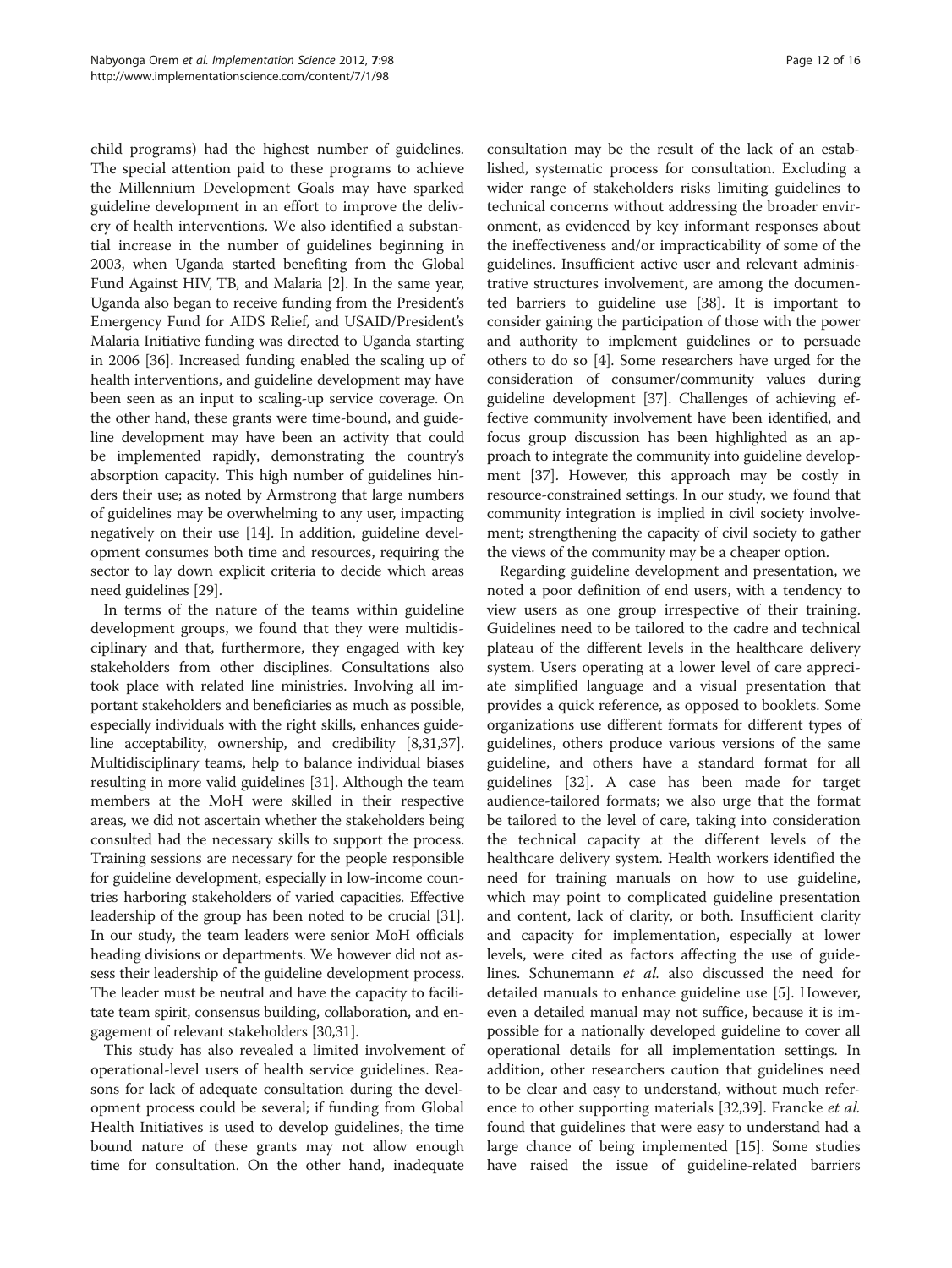child programs) had the highest number of guidelines. The special attention paid to these programs to achieve the Millennium Development Goals may have sparked guideline development in an effort to improve the delivery of health interventions. We also identified a substantial increase in the number of guidelines beginning in 2003, when Uganda started benefiting from the Global Fund Against HIV, TB, and Malaria [2]. In the same year, Uganda also began to receive funding from the President's Emergency Fund for AIDS Relief, and USAID/President's Malaria Initiative funding was directed to Uganda starting in 2006 [36]. Increased funding enabled the scaling up of health interventions, and guideline development may have been seen as an input to scaling-up service coverage. On the other hand, these grants were time-bound, and guideline development may have been an activity that could be implemented rapidly, demonstrating the country's absorption capacity. This high number of guidelines hinders their use; as noted by Armstrong that large numbers of guidelines may be overwhelming to any user, impacting negatively on their use [14]. In addition, guideline development consumes both time and resources, requiring the sector to lay down explicit criteria to decide which areas need guidelines [29].

In terms of the nature of the teams within guideline development groups, we found that they were multidisciplinary and that, furthermore, they engaged with key stakeholders from other disciplines. Consultations also took place with related line ministries. Involving all important stakeholders and beneficiaries as much as possible, especially individuals with the right skills, enhances guideline acceptability, ownership, and credibility [8,31,37]. Multidisciplinary teams, help to balance individual biases resulting in more valid guidelines [31]. Although the team members at the MoH were skilled in their respective areas, we did not ascertain whether the stakeholders being consulted had the necessary skills to support the process. Training sessions are necessary for the people responsible for guideline development, especially in low-income countries harboring stakeholders of varied capacities. Effective leadership of the group has been noted to be crucial [31]. In our study, the team leaders were senior MoH officials heading divisions or departments. We however did not assess their leadership of the guideline development process. The leader must be neutral and have the capacity to facilitate team spirit, consensus building, collaboration, and engagement of relevant stakeholders [30,31].

This study has also revealed a limited involvement of operational-level users of health service guidelines. Reasons for lack of adequate consultation during the development process could be several; if funding from Global Health Initiatives is used to develop guidelines, the time bound nature of these grants may not allow enough time for consultation. On the other hand, inadequate consultation may be the result of the lack of an established, systematic process for consultation. Excluding a wider range of stakeholders risks limiting guidelines to technical concerns without addressing the broader environment, as evidenced by key informant responses about the ineffectiveness and/or impracticability of some of the guidelines. Insufficient active user and relevant administrative structures involvement, are among the documented barriers to guideline use [38]. It is important to consider gaining the participation of those with the power and authority to implement guidelines or to persuade others to do so [4]. Some researchers have urged for the consideration of consumer/community values during guideline development [37]. Challenges of achieving effective community involvement have been identified, and focus group discussion has been highlighted as an approach to integrate the community into guideline development [37]. However, this approach may be costly in resource-constrained settings. In our study, we found that community integration is implied in civil society involvement; strengthening the capacity of civil society to gather the views of the community may be a cheaper option.

Regarding guideline development and presentation, we noted a poor definition of end users, with a tendency to view users as one group irrespective of their training. Guidelines need to be tailored to the cadre and technical plateau of the different levels in the healthcare delivery system. Users operating at a lower level of care appreciate simplified language and a visual presentation that provides a quick reference, as opposed to booklets. Some organizations use different formats for different types of guidelines, others produce various versions of the same guideline, and others have a standard format for all guidelines [32]. A case has been made for target audience-tailored formats; we also urge that the format be tailored to the level of care, taking into consideration the technical capacity at the different levels of the healthcare delivery system. Health workers identified the need for training manuals on how to use guideline, which may point to complicated guideline presentation and content, lack of clarity, or both. Insufficient clarity and capacity for implementation, especially at lower levels, were cited as factors affecting the use of guidelines. Schunemann *et al.* also discussed the need for detailed manuals to enhance guideline use [5]. However, even a detailed manual may not suffice, because it is impossible for a nationally developed guideline to cover all operational details for all implementation settings. In addition, other researchers caution that guidelines need to be clear and easy to understand, without much reference to other supporting materials [32,39]. Francke *et al.* found that guidelines that were easy to understand had a large chance of being implemented [15]. Some studies have raised the issue of guideline-related barriers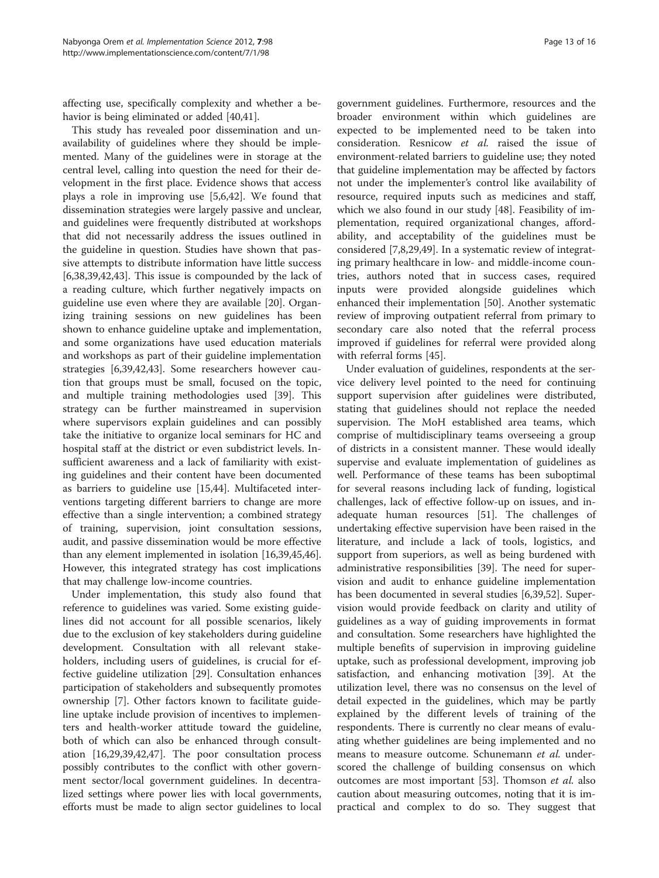affecting use, specifically complexity and whether a behavior is being eliminated or added [40,41].

This study has revealed poor dissemination and unavailability of guidelines where they should be implemented. Many of the guidelines were in storage at the central level, calling into question the need for their development in the first place. Evidence shows that access plays a role in improving use [5,6,42]. We found that dissemination strategies were largely passive and unclear, and guidelines were frequently distributed at workshops that did not necessarily address the issues outlined in the guideline in question. Studies have shown that passive attempts to distribute information have little success [6,38,39,42,43]. This issue is compounded by the lack of a reading culture, which further negatively impacts on guideline use even where they are available [20]. Organizing training sessions on new guidelines has been shown to enhance guideline uptake and implementation, and some organizations have used education materials and workshops as part of their guideline implementation strategies [6,39,42,43]. Some researchers however caution that groups must be small, focused on the topic, and multiple training methodologies used [39]. This strategy can be further mainstreamed in supervision where supervisors explain guidelines and can possibly take the initiative to organize local seminars for HC and hospital staff at the district or even subdistrict levels. Insufficient awareness and a lack of familiarity with existing guidelines and their content have been documented as barriers to guideline use [15,44]. Multifaceted interventions targeting different barriers to change are more effective than a single intervention; a combined strategy of training, supervision, joint consultation sessions, audit, and passive dissemination would be more effective than any element implemented in isolation [16,39,45,46]. However, this integrated strategy has cost implications that may challenge low-income countries.

Under implementation, this study also found that reference to guidelines was varied. Some existing guidelines did not account for all possible scenarios, likely due to the exclusion of key stakeholders during guideline development. Consultation with all relevant stakeholders, including users of guidelines, is crucial for effective guideline utilization [29]. Consultation enhances participation of stakeholders and subsequently promotes ownership [7]. Other factors known to facilitate guideline uptake include provision of incentives to implementers and health-worker attitude toward the guideline, both of which can also be enhanced through consultation [16,29,39,42,47]. The poor consultation process possibly contributes to the conflict with other government sector/local government guidelines. In decentralized settings where power lies with local governments, efforts must be made to align sector guidelines to local government guidelines. Furthermore, resources and the broader environment within which guidelines are expected to be implemented need to be taken into consideration. Resnicow *et al.* raised the issue of environment-related barriers to guideline use; they noted that guideline implementation may be affected by factors not under the implementer's control like availability of resource, required inputs such as medicines and staff, which we also found in our study [48]. Feasibility of implementation, required organizational changes, affordability, and acceptability of the guidelines must be considered [7,8,29,49]. In a systematic review of integrating primary healthcare in low- and middle-income countries, authors noted that in success cases, required inputs were provided alongside guidelines which enhanced their implementation [50]. Another systematic review of improving outpatient referral from primary to secondary care also noted that the referral process improved if guidelines for referral were provided along with referral forms [45].

Under evaluation of guidelines, respondents at the service delivery level pointed to the need for continuing support supervision after guidelines were distributed, stating that guidelines should not replace the needed supervision. The MoH established area teams, which comprise of multidisciplinary teams overseeing a group of districts in a consistent manner. These would ideally supervise and evaluate implementation of guidelines as well. Performance of these teams has been suboptimal for several reasons including lack of funding, logistical challenges, lack of effective follow-up on issues, and inadequate human resources [51]. The challenges of undertaking effective supervision have been raised in the literature, and include a lack of tools, logistics, and support from superiors, as well as being burdened with administrative responsibilities [39]. The need for supervision and audit to enhance guideline implementation has been documented in several studies [6,39,52]. Supervision would provide feedback on clarity and utility of guidelines as a way of guiding improvements in format and consultation. Some researchers have highlighted the multiple benefits of supervision in improving guideline uptake, such as professional development, improving job satisfaction, and enhancing motivation [39]. At the utilization level, there was no consensus on the level of detail expected in the guidelines, which may be partly explained by the different levels of training of the respondents. There is currently no clear means of evaluating whether guidelines are being implemented and no means to measure outcome. Schunemann *et al.* underscored the challenge of building consensus on which outcomes are most important [53]. Thomson *et al.* also caution about measuring outcomes, noting that it is impractical and complex to do so. They suggest that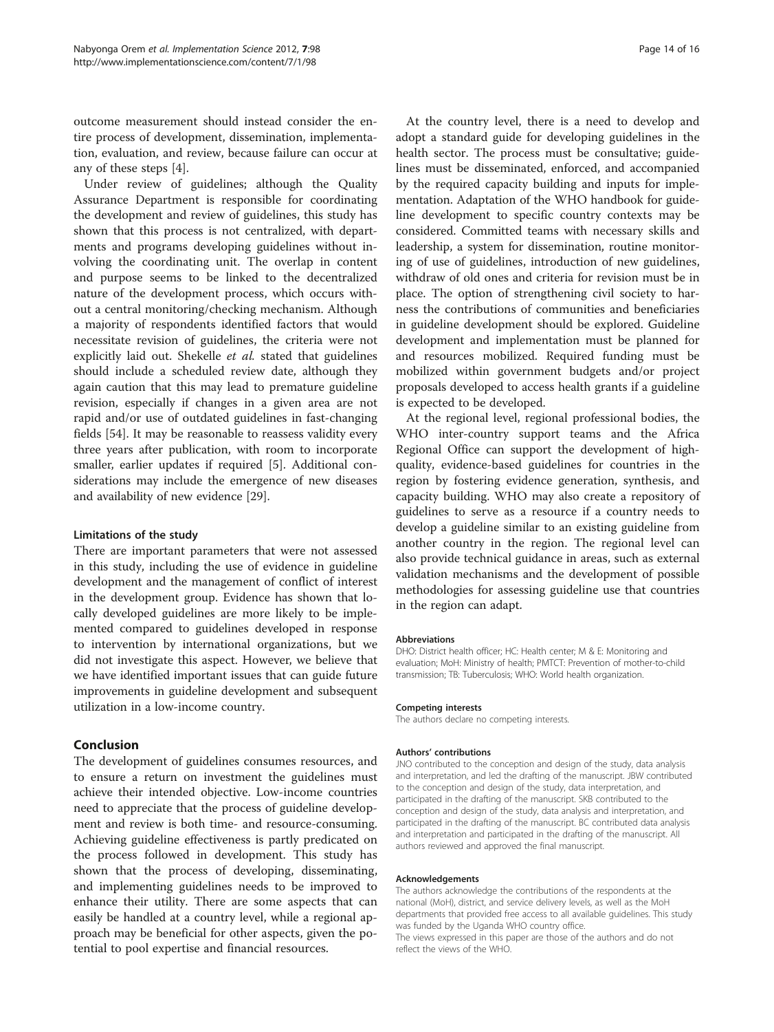outcome measurement should instead consider the entire process of development, dissemination, implementation, evaluation, and review, because failure can occur at any of these steps [4].

Under review of guidelines; although the Quality Assurance Department is responsible for coordinating the development and review of guidelines, this study has shown that this process is not centralized, with departments and programs developing guidelines without involving the coordinating unit. The overlap in content and purpose seems to be linked to the decentralized nature of the development process, which occurs without a central monitoring/checking mechanism. Although a majority of respondents identified factors that would necessitate revision of guidelines, the criteria were not explicitly laid out. Shekelle *et al.* stated that guidelines should include a scheduled review date, although they again caution that this may lead to premature guideline revision, especially if changes in a given area are not rapid and/or use of outdated guidelines in fast-changing fields [54]. It may be reasonable to reassess validity every three years after publication, with room to incorporate smaller, earlier updates if required [5]. Additional considerations may include the emergence of new diseases and availability of new evidence [29].

#### Limitations of the study

There are important parameters that were not assessed in this study, including the use of evidence in guideline development and the management of conflict of interest in the development group. Evidence has shown that locally developed guidelines are more likely to be implemented compared to guidelines developed in response to intervention by international organizations, but we did not investigate this aspect. However, we believe that we have identified important issues that can guide future improvements in guideline development and subsequent utilization in a low-income country.

## Conclusion

The development of guidelines consumes resources, and to ensure a return on investment the guidelines must achieve their intended objective. Low-income countries need to appreciate that the process of guideline development and review is both time- and resource-consuming. Achieving guideline effectiveness is partly predicated on the process followed in development. This study has shown that the process of developing, disseminating, and implementing guidelines needs to be improved to enhance their utility. There are some aspects that can easily be handled at a country level, while a regional approach may be beneficial for other aspects, given the potential to pool expertise and financial resources.

At the country level, there is a need to develop and adopt a standard guide for developing guidelines in the health sector. The process must be consultative; guidelines must be disseminated, enforced, and accompanied by the required capacity building and inputs for implementation. Adaptation of the WHO handbook for guideline development to specific country contexts may be considered. Committed teams with necessary skills and leadership, a system for dissemination, routine monitoring of use of guidelines, introduction of new guidelines, withdraw of old ones and criteria for revision must be in place. The option of strengthening civil society to harness the contributions of communities and beneficiaries in guideline development should be explored. Guideline development and implementation must be planned for and resources mobilized. Required funding must be mobilized within government budgets and/or project proposals developed to access health grants if a guideline is expected to be developed.

At the regional level, regional professional bodies, the WHO inter-country support teams and the Africa Regional Office can support the development of high-quality, evidence-based guidelines for countries in the region by fostering evidence generation, synthesis, and capacity building. WHO may also create a repository of guidelines to serve as a resource if a country needs to develop a guideline similar to an existing guideline from another country in the region. The regional level can also provide technical guidance in areas, such as external validation mechanisms and the development of possible methodologies for assessing guideline use that countries in the region can adapt.

#### Abbreviations

DHO: District health officer; HC: Health center; M & E: Monitoring and evaluation; MoH: Ministry of health; PMTCT: Prevention of mother-to-child transmission; TB: Tuberculosis; WHO: World health organization.

#### Competing interests

The authors declare no competing interests.

#### Authors' contributions

JNO contributed to the conception and design of the study, data analysis and interpretation, and led the drafting of the manuscript. JBW contributed to the conception and design of the study, data interpretation, and participated in the drafting of the manuscript. SKB contributed to the conception and design of the study, data analysis and interpretation, and participated in the drafting of the manuscript. BC contributed data analysis and interpretation and participated in the drafting of the manuscript. All authors reviewed and approved the final manuscript.

#### Acknowledgements

The authors acknowledge the contributions of the respondents at the national (MoH), district, and service delivery levels, as well as the MoH departments that provided free access to all available guidelines. This study was funded by the Uganda WHO country office.

The views expressed in this paper are those of the authors and do not reflect the views of the WHO.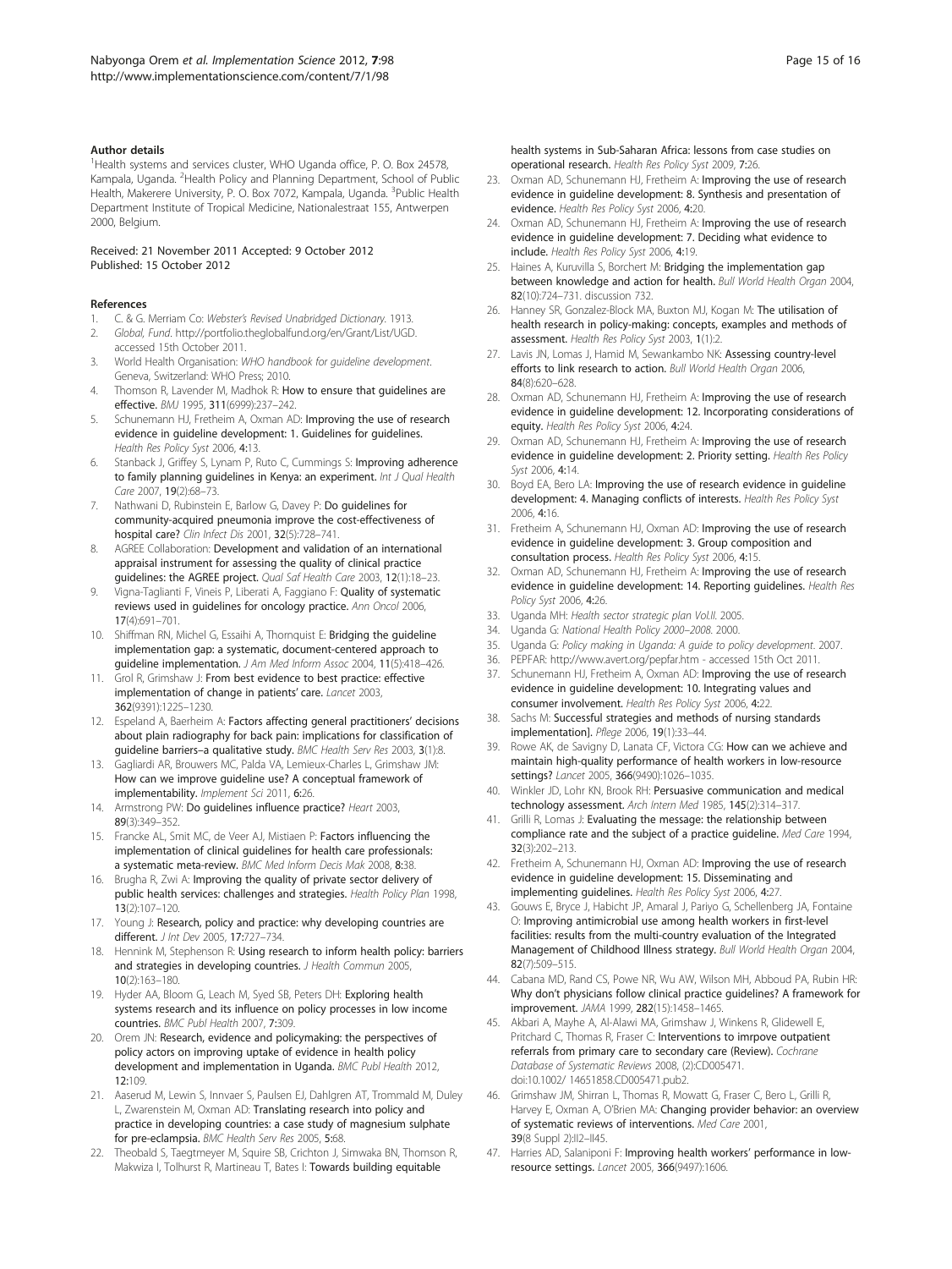#### Author details

[1]Health systems and services cluster, WHO Uganda office, P. O. Box 24578, Kampala, Uganda. [2]Health Policy and Planning Department, School of Public Health, Makerere University, P. O. Box 7072, Kampala, Uganda. [3]Public Health Department Institute of Tropical Medicine, Nationalestraat 155, Antwerpen 2000, Belgium.

Received: 21 November 2011 Accepted: 9 October 2012
Published: 15 October 2012

#### References

1. C. & G. Merriam Co: *Webster's Revised Unabridged Dictionary*. 1913.
2. *Global, Fund*. http://portfolio.theglobalfund.org/en/Grant/List/UGD. accessed 15th October 2011.
3. World Health Organisation: *WHO handbook for guideline development*. Geneva, Switzerland: WHO Press; 2010.
4. Thomson R, Lavender M, Madhok R: **How to ensure that guidelines are effective.** *BMJ* 1995, **311**(6999):237–242.
5. Schunemann HJ, Fretheim A, Oxman AD: **Improving the use of research evidence in guideline development: 1. Guidelines for guidelines.** *Health Res Policy Syst* 2006, **4**:13.
6. Stanback J, Griffey S, Lynam P, Ruto C, Cummings S: **Improving adherence to family planning guidelines in Kenya: an experiment.** *Int J Qual Health Care* 2007, **19**(2):68–73.
7. Nathwani D, Rubinstein E, Barlow G, Davey P: **Do guidelines for community-acquired pneumonia improve the cost-effectiveness of hospital care?** *Clin Infect Dis* 2001, **32**(5):728–741.
8. AGREE Collaboration: **Development and validation of an international appraisal instrument for assessing the quality of clinical practice guidelines: the AGREE project.** *Qual Saf Health Care* 2003, **12**(1):18–23.
9. Vigna-Taglianti F, Vineis P, Liberati A, Faggiano F: **Quality of systematic reviews used in guidelines for oncology practice.** *Ann Oncol* 2006, **17**(4):691–701.
10. Shiffman RN, Michel G, Essaihi A, Thornquist E: **Bridging the guideline implementation gap: a systematic, document-centered approach to guideline implementation.** *J Am Med Inform Assoc* 2004, **11**(5):418–426.
11. Grol R, Grimshaw J: **From best evidence to best practice: effective implementation of change in patients' care.** *Lancet* 2003, **362**(9391):1225–1230.
12. Espeland A, Baerheim A: **Factors affecting general practitioners' decisions about plain radiography for back pain: implications for classification of guideline barriers–a qualitative study.** *BMC Health Serv Res* 2003, **3**(1):8.
13. Gagliardi AR, Brouwers MC, Palda VA, Lemieux-Charles L, Grimshaw JM: **How can we improve guideline use? A conceptual framework of implementability.** *Implement Sci* 2011, **6**:26.
14. Armstrong PW: **Do guidelines influence practice?** *Heart* 2003, **89**(3):349–352.
15. Francke AL, Smit MC, de Veer AJ, Mistiaen P: **Factors influencing the implementation of clinical guidelines for health care professionals: a systematic meta-review.** *BMC Med Inform Decis Mak* 2008, **8**:38.
16. Brugha R, Zwi A: **Improving the quality of private sector delivery of public health services: challenges and strategies.** *Health Policy Plan* 1998, **13**(2):107–120.
17. Young J: **Research, policy and practice: why developing countries are different.** *J Int Dev* 2005, **17**:727–734.
18. Hennink M, Stephenson R: **Using research to inform health policy: barriers and strategies in developing countries.** *J Health Commun* 2005, **10**(2):163–180.
19. Hyder AA, Bloom G, Leach M, Syed SB, Peters DH: **Exploring health systems research and its influence on policy processes in low income countries.** *BMC Publ Health* 2007, **7**:309.
20. Orem JN: **Research, evidence and policymaking: the perspectives of policy actors on improving uptake of evidence in health policy development and implementation in Uganda.** *BMC Publ Health* 2012, **12**:109.
21. Aaserud M, Lewin S, Innvaer S, Paulsen EJ, Dahlgren AT, Trommald M, Duley L, Zwarenstein M, Oxman AD: **Translating research into policy and practice in developing countries: a case study of magnesium sulphate for pre-eclampsia.** *BMC Health Serv Res* 2005, **5**:68.
22. Theobald S, Taegtmeyer M, Squire SB, Crichton J, Simwaka BN, Thomson R, Makwiza I, Tolhurst R, Martineau T, Bates I: **Towards building equitable health systems in Sub-Saharan Africa: lessons from case studies on operational research.** *Health Res Policy Syst* 2009, **7**:26.
23. Oxman AD, Schunemann HJ, Fretheim A: **Improving the use of research evidence in guideline development: 8. Synthesis and presentation of evidence.** *Health Res Policy Syst* 2006, **4**:20.
24. Oxman AD, Schunemann HJ, Fretheim A: **Improving the use of research evidence in guideline development: 7. Deciding what evidence to include.** *Health Res Policy Syst* 2006, **4**:19.
25. Haines A, Kuruvilla S, Borchert M: **Bridging the implementation gap between knowledge and action for health.** *Bull World Health Organ* 2004, **82**(10):724–731. discussion 732.
26. Hanney SR, Gonzalez-Block MA, Buxton MJ, Kogan M: **The utilisation of health research in policy-making: concepts, examples and methods of assessment.** *Health Res Policy Syst* 2003, **1**(1):2.
27. Lavis JN, Lomas J, Hamid M, Sewankambo NK: **Assessing country-level efforts to link research to action.** *Bull World Health Organ* 2006, **84**(8):620–628.
28. Oxman AD, Schunemann HJ, Fretheim A: **Improving the use of research evidence in guideline development: 12. Incorporating considerations of equity.** *Health Res Policy Syst* 2006, **4**:24.
29. Oxman AD, Schunemann HJ, Fretheim A: **Improving the use of research evidence in guideline development: 2. Priority setting.** *Health Res Policy Syst* 2006, **4**:14.
30. Boyd EA, Bero LA: **Improving the use of research evidence in guideline development: 4. Managing conflicts of interests.** *Health Res Policy Syst* 2006, **4**:16.
31. Fretheim A, Schunemann HJ, Oxman AD: **Improving the use of research evidence in guideline development: 3. Group composition and consultation process.** *Health Res Policy Syst* 2006, **4**:15.
32. Oxman AD, Schunemann HJ, Fretheim A: **Improving the use of research evidence in guideline development: 14. Reporting guidelines.** *Health Res Policy Syst* 2006, **4**:26.
33. Uganda MH: *Health sector strategic plan Vol.II*. 2005.
34. Uganda G: *National Health Policy 2000–2008*. 2000.
35. Uganda G: *Policy making in Uganda: A guide to policy development*. 2007.
36. PEPFAR: http://www.avert.org/pepfar.htm - accessed 15th Oct 2011.
37. Schunemann HJ, Fretheim A, Oxman AD: **Improving the use of research evidence in guideline development: 10. Integrating values and consumer involvement.** *Health Res Policy Syst* 2006, **4**:22.
38. Sachs M: **Successful strategies and methods of nursing standards implementation].** *Pflege* 2006, **19**(1):33–44.
39. Rowe AK, de Savigny D, Lanata CF, Victora CG: **How can we achieve and maintain high-quality performance of health workers in low-resource settings?** *Lancet* 2005, **366**(9490):1026–1035.
40. Winkler JD, Lohr KN, Brook RH: **Persuasive communication and medical technology assessment.** *Arch Intern Med* 1985, **145**(2):314–317.
41. Grilli R, Lomas J: **Evaluating the message: the relationship between compliance rate and the subject of a practice guideline.** *Med Care* 1994, **32**(3):202–213.
42. Fretheim A, Schunemann HJ, Oxman AD: **Improving the use of research evidence in guideline development: 15. Disseminating and implementing guidelines.** *Health Res Policy Syst* 2006, **4**:27.
43. Gouws E, Bryce J, Habicht JP, Amaral J, Pariyo G, Schellenberg JA, Fontaine O: **Improving antimicrobial use among health workers in first-level facilities: results from the multi-country evaluation of the Integrated Management of Childhood Illness strategy.** *Bull World Health Organ* 2004, **82**(7):509–515.
44. Cabana MD, Rand CS, Powe NR, Wu AW, Wilson MH, Abboud PA, Rubin HR: **Why don't physicians follow clinical practice guidelines? A framework for improvement.** *JAMA* 1999, **282**(15):1458–1465.
45. Akbari A, Mayhe A, Al-Alawi MA, Grimshaw J, Winkens R, Glidewell E, Pritchard C, Thomas R, Fraser C: **Interventions to imrpove outpatient referrals from primary care to secondary care (Review).** *Cochrane Database of Systematic Reviews* 2008, (2):CD005471. doi:10.1002/ 14651858.CD005471.pub2.
46. Grimshaw JM, Shirran L, Thomas R, Mowatt G, Fraser C, Bero L, Grilli R, Harvey E, Oxman A, O'Brien MA: **Changing provider behavior: an overview of systematic reviews of interventions.** *Med Care* 2001, **39**(8 Suppl 2):II2–II45.
47. Harries AD, Salaniponi F: **Improving health workers' performance in low-resource settings.** *Lancet* 2005, **366**(9497):1606.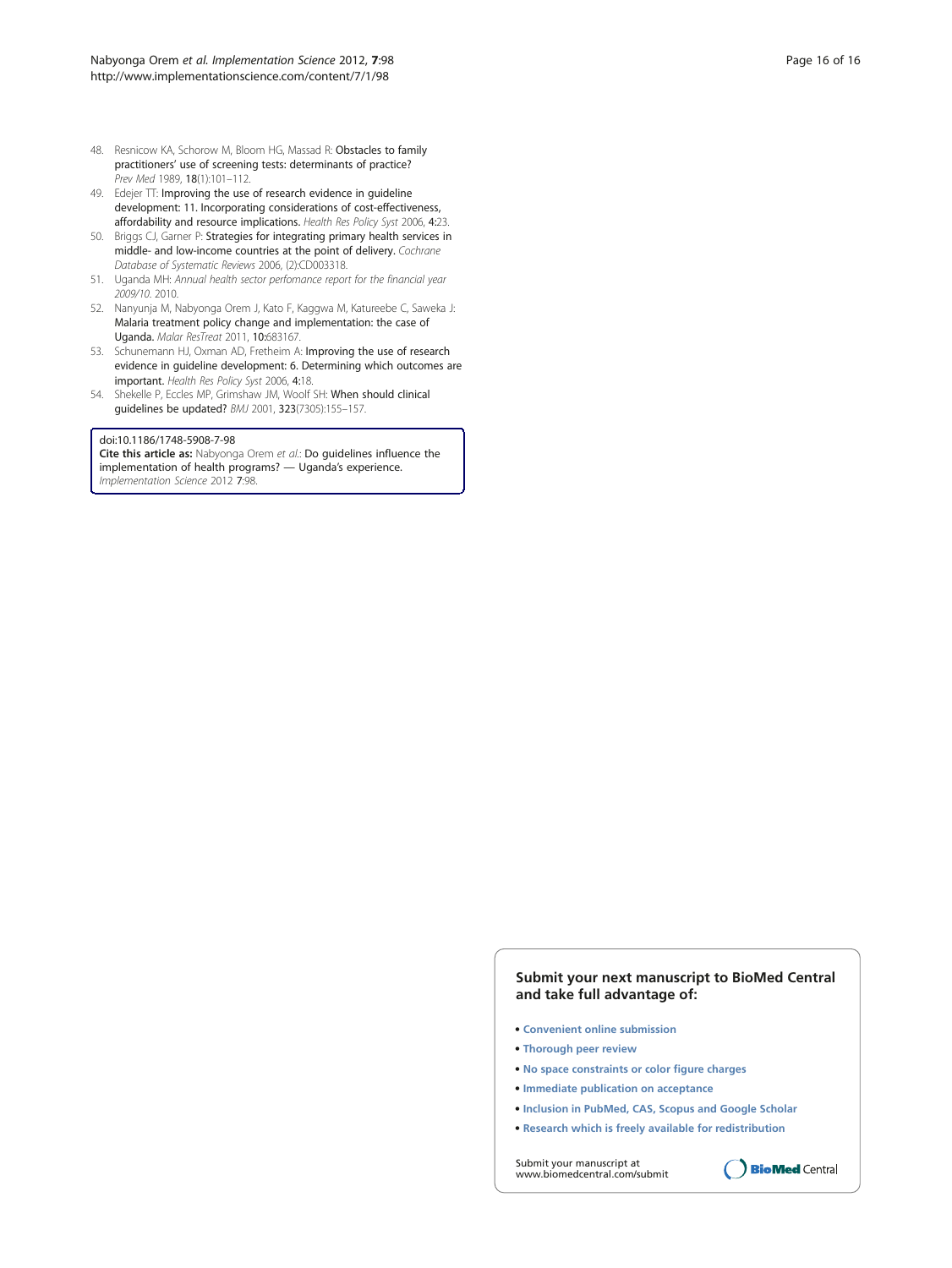48. Resnicow KA, Schorow M, Bloom HG, Massad R: **Obstacles to family practitioners' use of screening tests: determinants of practice?** *Prev Med* 1989, **18**(1):101–112.
49. Edejer TT: **Improving the use of research evidence in guideline development: 11. Incorporating considerations of cost-effectiveness, affordability and resource implications.** *Health Res Policy Syst* 2006, **4**:23.
50. Briggs CJ, Garner P: **Strategies for integrating primary health services in middle- and low-income countries at the point of delivery.** *Cochrane Database of Systematic Reviews* 2006, (2):CD003318.
51. Uganda MH: *Annual health sector perfomance report for the financial year 2009/10*. 2010.
52. Nanyunja M, Nabyonga Orem J, Kato F, Kaggwa M, Katureebe C, Saweka J: **Malaria treatment policy change and implementation: the case of Uganda.** *Malar ResTreat* 2011, **10:**683167.
53. Schunemann HJ, Oxman AD, Fretheim A: **Improving the use of research evidence in guideline development: 6. Determining which outcomes are important.** *Health Res Policy Syst* 2006, **4**:18.
54. Shekelle P, Eccles MP, Grimshaw JM, Woolf SH: **When should clinical guidelines be updated?** *BMJ* 2001, **323**(7305):155–157.

doi:10.1186/1748-5908-7-98
**Cite this article as:** Nabyonga Orem *et al.*: Do guidelines influence the implementation of health programs? — Uganda's experience. *Implementation Science* 2012 **7**:98.

**Submit your next manuscript to BioMed Central and take full advantage of:**

- **Convenient online submission**
- **Thorough peer review**
- **No space constraints or color figure charges**
- **Immediate publication on acceptance**
- **Inclusion in PubMed, CAS, Scopus and Google Scholar**
- **Research which is freely available for redistribution**

Submit your manuscript at
www.biomedcentral.com/submit

BioMed Central